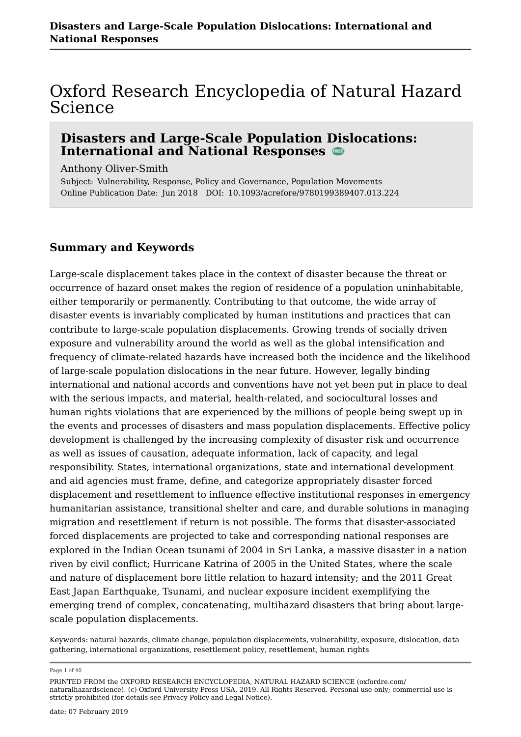# Oxford Research Encyclopedia of Natural Hazard Science

## Disasters and Large-Scale Population Dislocations: International and National Responses

Anthony Oliver-Smith

Subject: Vulnerability, Response, Policy and Governance, Population Movements
Online Publication Date: Jun 2018 DOI: 10.1093/acrefore/9780199389407.013.224

## Summary and Keywords

Large-scale displacement takes place in the context of disaster because the threat or occurrence of hazard onset makes the region of residence of a population uninhabitable, either temporarily or permanently. Contributing to that outcome, the wide array of disaster events is invariably complicated by human institutions and practices that can contribute to large-scale population displacements. Growing trends of socially driven exposure and vulnerability around the world as well as the global intensification and frequency of climate-related hazards have increased both the incidence and the likelihood of large-scale population dislocations in the near future. However, legally binding international and national accords and conventions have not yet been put in place to deal with the serious impacts, and material, health-related, and sociocultural losses and human rights violations that are experienced by the millions of people being swept up in the events and processes of disasters and mass population displacements. Effective policy development is challenged by the increasing complexity of disaster risk and occurrence as well as issues of causation, adequate information, lack of capacity, and legal responsibility. States, international organizations, state and international development and aid agencies must frame, define, and categorize appropriately disaster forced displacement and resettlement to influence effective institutional responses in emergency humanitarian assistance, transitional shelter and care, and durable solutions in managing migration and resettlement if return is not possible. The forms that disaster-associated forced displacements are projected to take and corresponding national responses are explored in the Indian Ocean tsunami of 2004 in Sri Lanka, a massive disaster in a nation riven by civil conflict; Hurricane Katrina of 2005 in the United States, where the scale and nature of displacement bore little relation to hazard intensity; and the 2011 Great East Japan Earthquake, Tsunami, and nuclear exposure incident exemplifying the emerging trend of complex, concatenating, multihazard disasters that bring about large-scale population displacements.

Keywords: natural hazards, climate change, population displacements, vulnerability, exposure, dislocation, data gathering, international organizations, resettlement policy, resettlement, human rights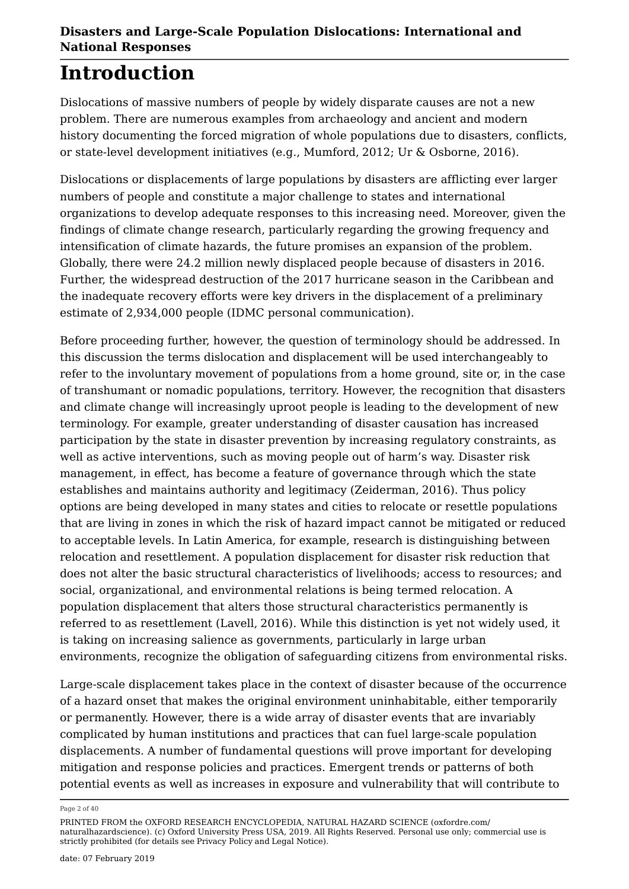# Introduction

Dislocations of massive numbers of people by widely disparate causes are not a new problem. There are numerous examples from archaeology and ancient and modern history documenting the forced migration of whole populations due to disasters, conflicts, or state-level development initiatives (e.g., Mumford, 2012; Ur & Osborne, 2016).

Dislocations or displacements of large populations by disasters are afflicting ever larger numbers of people and constitute a major challenge to states and international organizations to develop adequate responses to this increasing need. Moreover, given the findings of climate change research, particularly regarding the growing frequency and intensification of climate hazards, the future promises an expansion of the problem. Globally, there were 24.2 million newly displaced people because of disasters in 2016. Further, the widespread destruction of the 2017 hurricane season in the Caribbean and the inadequate recovery efforts were key drivers in the displacement of a preliminary estimate of 2,934,000 people (IDMC personal communication).

Before proceeding further, however, the question of terminology should be addressed. In this discussion the terms dislocation and displacement will be used interchangeably to refer to the involuntary movement of populations from a home ground, site or, in the case of transhumant or nomadic populations, territory. However, the recognition that disasters and climate change will increasingly uproot people is leading to the development of new terminology. For example, greater understanding of disaster causation has increased participation by the state in disaster prevention by increasing regulatory constraints, as well as active interventions, such as moving people out of harm's way. Disaster risk management, in effect, has become a feature of governance through which the state establishes and maintains authority and legitimacy (Zeiderman, 2016). Thus policy options are being developed in many states and cities to relocate or resettle populations that are living in zones in which the risk of hazard impact cannot be mitigated or reduced to acceptable levels. In Latin America, for example, research is distinguishing between relocation and resettlement. A population displacement for disaster risk reduction that does not alter the basic structural characteristics of livelihoods; access to resources; and social, organizational, and environmental relations is being termed relocation. A population displacement that alters those structural characteristics permanently is referred to as resettlement (Lavell, 2016). While this distinction is yet not widely used, it is taking on increasing salience as governments, particularly in large urban environments, recognize the obligation of safeguarding citizens from environmental risks.

Large-scale displacement takes place in the context of disaster because of the occurrence of a hazard onset that makes the original environment uninhabitable, either temporarily or permanently. However, there is a wide array of disaster events that are invariably complicated by human institutions and practices that can fuel large-scale population displacements. A number of fundamental questions will prove important for developing mitigation and response policies and practices. Emergent trends or patterns of both potential events as well as increases in exposure and vulnerability that will contribute to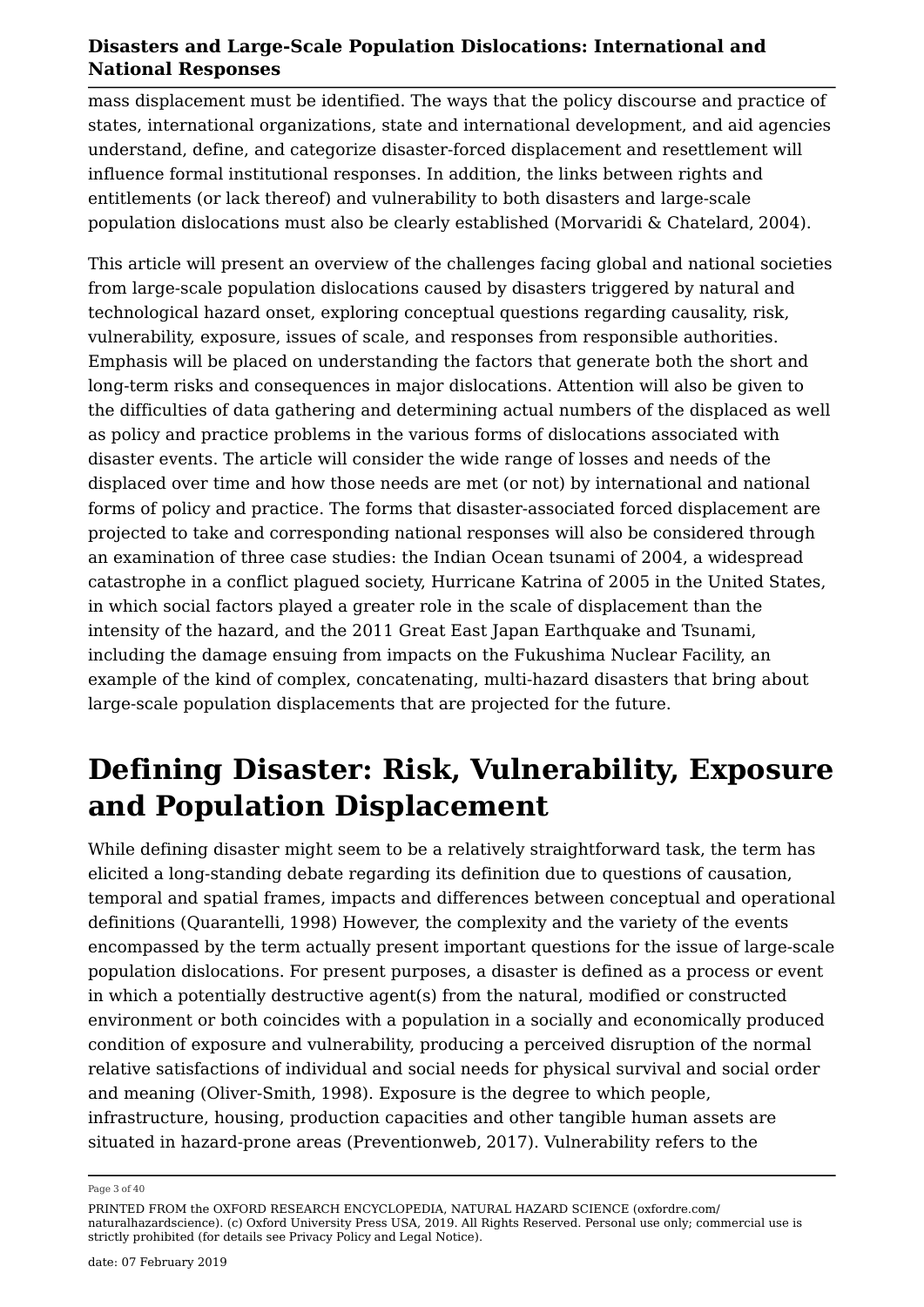mass displacement must be identified. The ways that the policy discourse and practice of states, international organizations, state and international development, and aid agencies understand, define, and categorize disaster-forced displacement and resettlement will influence formal institutional responses. In addition, the links between rights and entitlements (or lack thereof) and vulnerability to both disasters and large-scale population dislocations must also be clearly established (Morvaridi & Chatelard, 2004).

This article will present an overview of the challenges facing global and national societies from large-scale population dislocations caused by disasters triggered by natural and technological hazard onset, exploring conceptual questions regarding causality, risk, vulnerability, exposure, issues of scale, and responses from responsible authorities. Emphasis will be placed on understanding the factors that generate both the short and long-term risks and consequences in major dislocations. Attention will also be given to the difficulties of data gathering and determining actual numbers of the displaced as well as policy and practice problems in the various forms of dislocations associated with disaster events. The article will consider the wide range of losses and needs of the displaced over time and how those needs are met (or not) by international and national forms of policy and practice. The forms that disaster-associated forced displacement are projected to take and corresponding national responses will also be considered through an examination of three case studies: the Indian Ocean tsunami of 2004, a widespread catastrophe in a conflict plagued society, Hurricane Katrina of 2005 in the United States, in which social factors played a greater role in the scale of displacement than the intensity of the hazard, and the 2011 Great East Japan Earthquake and Tsunami, including the damage ensuing from impacts on the Fukushima Nuclear Facility, an example of the kind of complex, concatenating, multi-hazard disasters that bring about large-scale population displacements that are projected for the future.

# Defining Disaster: Risk, Vulnerability, Exposure and Population Displacement

While defining disaster might seem to be a relatively straightforward task, the term has elicited a long-standing debate regarding its definition due to questions of causation, temporal and spatial frames, impacts and differences between conceptual and operational definitions (Quarantelli, 1998) However, the complexity and the variety of the events encompassed by the term actually present important questions for the issue of large-scale population dislocations. For present purposes, a disaster is defined as a process or event in which a potentially destructive agent(s) from the natural, modified or constructed environment or both coincides with a population in a socially and economically produced condition of exposure and vulnerability, producing a perceived disruption of the normal relative satisfactions of individual and social needs for physical survival and social order and meaning (Oliver-Smith, 1998). Exposure is the degree to which people, infrastructure, housing, production capacities and other tangible human assets are situated in hazard-prone areas (Preventionweb, 2017). Vulnerability refers to the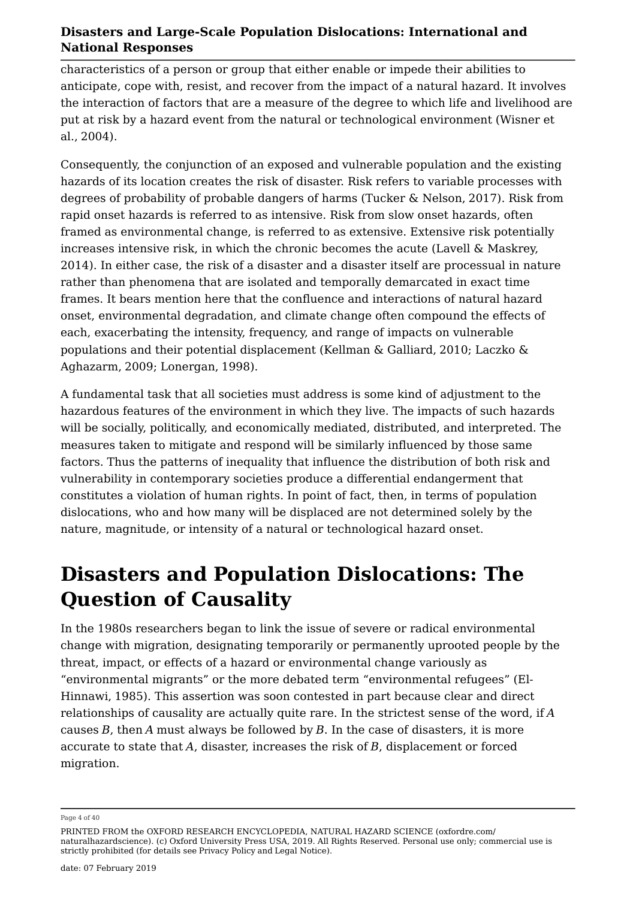characteristics of a person or group that either enable or impede their abilities to anticipate, cope with, resist, and recover from the impact of a natural hazard. It involves the interaction of factors that are a measure of the degree to which life and livelihood are put at risk by a hazard event from the natural or technological environment (Wisner et al., 2004).

Consequently, the conjunction of an exposed and vulnerable population and the existing hazards of its location creates the risk of disaster. Risk refers to variable processes with degrees of probability of probable dangers of harms (Tucker & Nelson, 2017). Risk from rapid onset hazards is referred to as intensive. Risk from slow onset hazards, often framed as environmental change, is referred to as extensive. Extensive risk potentially increases intensive risk, in which the chronic becomes the acute (Lavell & Maskrey, 2014). In either case, the risk of a disaster and a disaster itself are processual in nature rather than phenomena that are isolated and temporally demarcated in exact time frames. It bears mention here that the confluence and interactions of natural hazard onset, environmental degradation, and climate change often compound the effects of each, exacerbating the intensity, frequency, and range of impacts on vulnerable populations and their potential displacement (Kellman & Galliard, 2010; Laczko & Aghazarm, 2009; Lonergan, 1998).

A fundamental task that all societies must address is some kind of adjustment to the hazardous features of the environment in which they live. The impacts of such hazards will be socially, politically, and economically mediated, distributed, and interpreted. The measures taken to mitigate and respond will be similarly influenced by those same factors. Thus the patterns of inequality that influence the distribution of both risk and vulnerability in contemporary societies produce a differential endangerment that constitutes a violation of human rights. In point of fact, then, in terms of population dislocations, who and how many will be displaced are not determined solely by the nature, magnitude, or intensity of a natural or technological hazard onset.

## Disasters and Population Dislocations: The Question of Causality

In the 1980s researchers began to link the issue of severe or radical environmental change with migration, designating temporarily or permanently uprooted people by the threat, impact, or effects of a hazard or environmental change variously as "environmental migrants" or the more debated term "environmental refugees" (El-Hinnawi, 1985). This assertion was soon contested in part because clear and direct relationships of causality are actually quite rare. In the strictest sense of the word, if $A$ causes $B$, then $A$ must always be followed by $B$. In the case of disasters, it is more accurate to state that $A$, disaster, increases the risk of $B$, displacement or forced migration.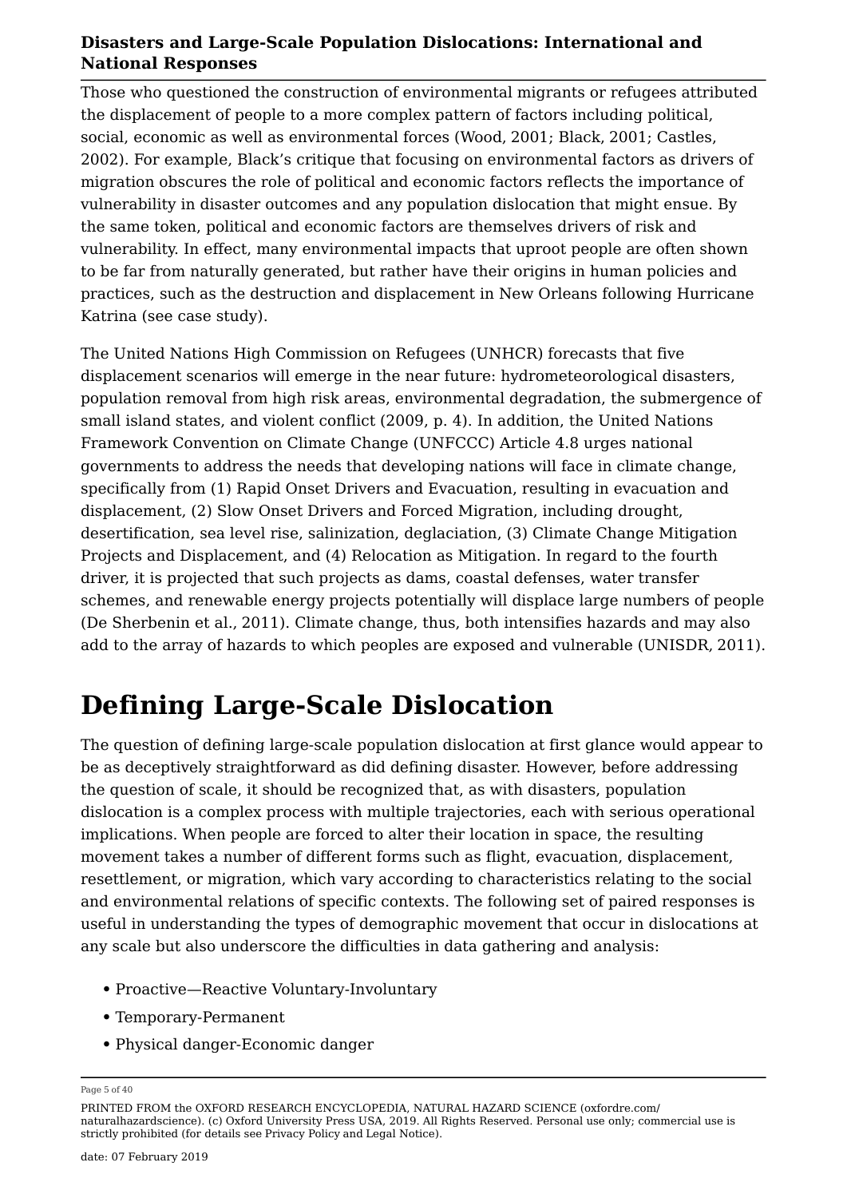Those who questioned the construction of environmental migrants or refugees attributed the displacement of people to a more complex pattern of factors including political, social, economic as well as environmental forces (Wood, 2001; Black, 2001; Castles, 2002). For example, Black's critique that focusing on environmental factors as drivers of migration obscures the role of political and economic factors reflects the importance of vulnerability in disaster outcomes and any population dislocation that might ensue. By the same token, political and economic factors are themselves drivers of risk and vulnerability. In effect, many environmental impacts that uproot people are often shown to be far from naturally generated, but rather have their origins in human policies and practices, such as the destruction and displacement in New Orleans following Hurricane Katrina (see case study).

The United Nations High Commission on Refugees (UNHCR) forecasts that five displacement scenarios will emerge in the near future: hydrometeorological disasters, population removal from high risk areas, environmental degradation, the submergence of small island states, and violent conflict (2009, p. 4). In addition, the United Nations Framework Convention on Climate Change (UNFCCC) Article 4.8 urges national governments to address the needs that developing nations will face in climate change, specifically from (1) Rapid Onset Drivers and Evacuation, resulting in evacuation and displacement, (2) Slow Onset Drivers and Forced Migration, including drought, desertification, sea level rise, salinization, deglaciation, (3) Climate Change Mitigation Projects and Displacement, and (4) Relocation as Mitigation. In regard to the fourth driver, it is projected that such projects as dams, coastal defenses, water transfer schemes, and renewable energy projects potentially will displace large numbers of people (De Sherbenin et al., 2011). Climate change, thus, both intensifies hazards and may also add to the array of hazards to which peoples are exposed and vulnerable (UNISDR, 2011).

# Defining Large-Scale Dislocation

The question of defining large-scale population dislocation at first glance would appear to be as deceptively straightforward as did defining disaster. However, before addressing the question of scale, it should be recognized that, as with disasters, population dislocation is a complex process with multiple trajectories, each with serious operational implications. When people are forced to alter their location in space, the resulting movement takes a number of different forms such as flight, evacuation, displacement, resettlement, or migration, which vary according to characteristics relating to the social and environmental relations of specific contexts. The following set of paired responses is useful in understanding the types of demographic movement that occur in dislocations at any scale but also underscore the difficulties in data gathering and analysis:

- Proactive—Reactive Voluntary-Involuntary
- Temporary-Permanent
- Physical danger-Economic danger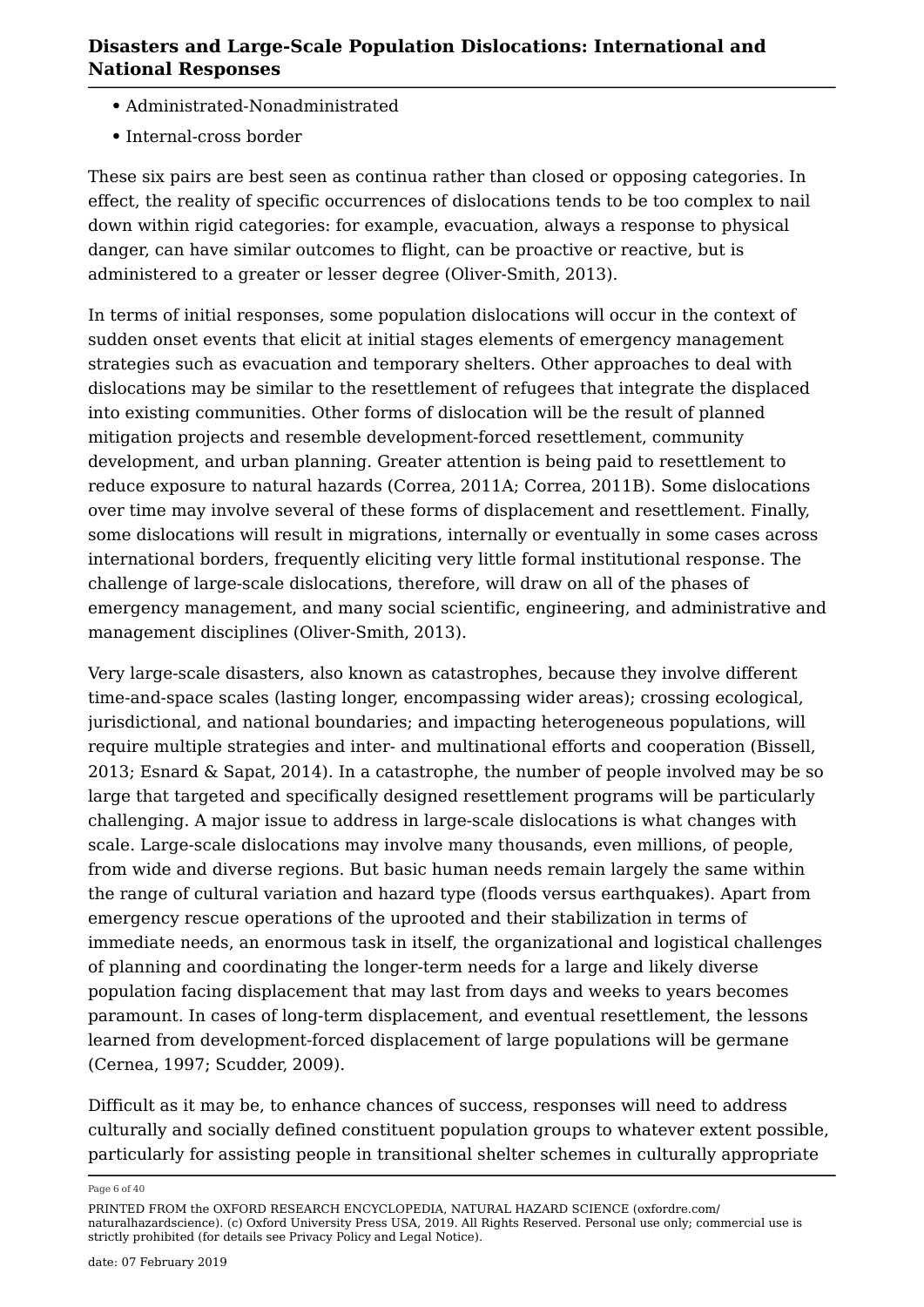- Administrated-Nonadministrated
- Internal-cross border

These six pairs are best seen as continua rather than closed or opposing categories. In effect, the reality of specific occurrences of dislocations tends to be too complex to nail down within rigid categories: for example, evacuation, always a response to physical danger, can have similar outcomes to flight, can be proactive or reactive, but is administered to a greater or lesser degree (Oliver-Smith, 2013).

In terms of initial responses, some population dislocations will occur in the context of sudden onset events that elicit at initial stages elements of emergency management strategies such as evacuation and temporary shelters. Other approaches to deal with dislocations may be similar to the resettlement of refugees that integrate the displaced into existing communities. Other forms of dislocation will be the result of planned mitigation projects and resemble development-forced resettlement, community development, and urban planning. Greater attention is being paid to resettlement to reduce exposure to natural hazards (Correa, 2011A; Correa, 2011B). Some dislocations over time may involve several of these forms of displacement and resettlement. Finally, some dislocations will result in migrations, internally or eventually in some cases across international borders, frequently eliciting very little formal institutional response. The challenge of large-scale dislocations, therefore, will draw on all of the phases of emergency management, and many social scientific, engineering, and administrative and management disciplines (Oliver-Smith, 2013).

Very large-scale disasters, also known as catastrophes, because they involve different time-and-space scales (lasting longer, encompassing wider areas); crossing ecological, jurisdictional, and national boundaries; and impacting heterogeneous populations, will require multiple strategies and inter- and multinational efforts and cooperation (Bissell, 2013; Esnard & Sapat, 2014). In a catastrophe, the number of people involved may be so large that targeted and specifically designed resettlement programs will be particularly challenging. A major issue to address in large-scale dislocations is what changes with scale. Large-scale dislocations may involve many thousands, even millions, of people, from wide and diverse regions. But basic human needs remain largely the same within the range of cultural variation and hazard type (floods versus earthquakes). Apart from emergency rescue operations of the uprooted and their stabilization in terms of immediate needs, an enormous task in itself, the organizational and logistical challenges of planning and coordinating the longer-term needs for a large and likely diverse population facing displacement that may last from days and weeks to years becomes paramount. In cases of long-term displacement, and eventual resettlement, the lessons learned from development-forced displacement of large populations will be germane (Cernea, 1997; Scudder, 2009).

Difficult as it may be, to enhance chances of success, responses will need to address culturally and socially defined constituent population groups to whatever extent possible, particularly for assisting people in transitional shelter schemes in culturally appropriate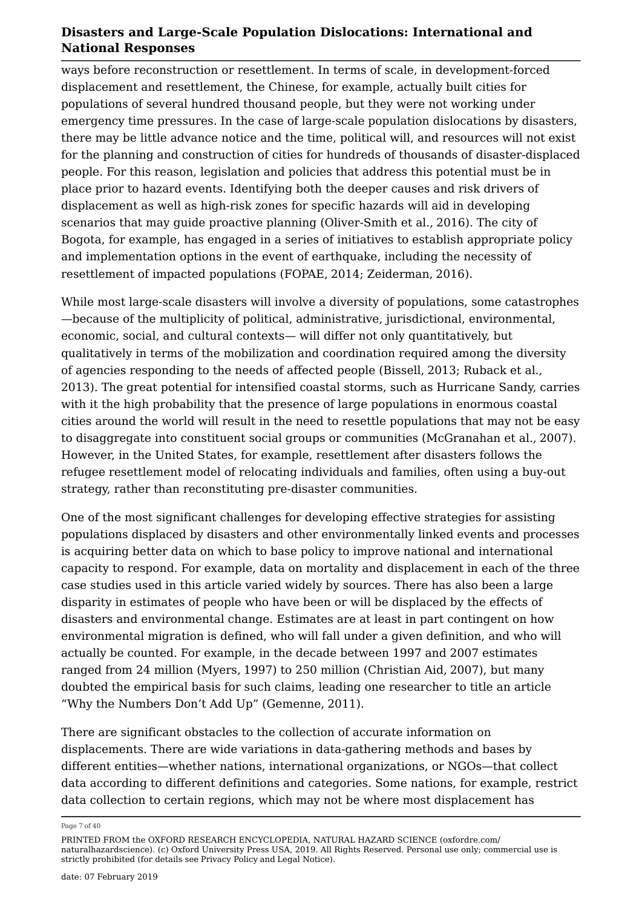ways before reconstruction or resettlement. In terms of scale, in development-forced displacement and resettlement, the Chinese, for example, actually built cities for populations of several hundred thousand people, but they were not working under emergency time pressures. In the case of large-scale population dislocations by disasters, there may be little advance notice and the time, political will, and resources will not exist for the planning and construction of cities for hundreds of thousands of disaster-displaced people. For this reason, legislation and policies that address this potential must be in place prior to hazard events. Identifying both the deeper causes and risk drivers of displacement as well as high-risk zones for specific hazards will aid in developing scenarios that may guide proactive planning (Oliver-Smith et al., 2016). The city of Bogota, for example, has engaged in a series of initiatives to establish appropriate policy and implementation options in the event of earthquake, including the necessity of resettlement of impacted populations (FOPAE, 2014; Zeiderman, 2016).

While most large-scale disasters will involve a diversity of populations, some catastrophes —because of the multiplicity of political, administrative, jurisdictional, environmental, economic, social, and cultural contexts— will differ not only quantitatively, but qualitatively in terms of the mobilization and coordination required among the diversity of agencies responding to the needs of affected people (Bissell, 2013; Ruback et al., 2013). The great potential for intensified coastal storms, such as Hurricane Sandy, carries with it the high probability that the presence of large populations in enormous coastal cities around the world will result in the need to resettle populations that may not be easy to disaggregate into constituent social groups or communities (McGranahan et al., 2007). However, in the United States, for example, resettlement after disasters follows the refugee resettlement model of relocating individuals and families, often using a buy-out strategy, rather than reconstituting pre-disaster communities.

One of the most significant challenges for developing effective strategies for assisting populations displaced by disasters and other environmentally linked events and processes is acquiring better data on which to base policy to improve national and international capacity to respond. For example, data on mortality and displacement in each of the three case studies used in this article varied widely by sources. There has also been a large disparity in estimates of people who have been or will be displaced by the effects of disasters and environmental change. Estimates are at least in part contingent on how environmental migration is defined, who will fall under a given definition, and who will actually be counted. For example, in the decade between 1997 and 2007 estimates ranged from 24 million (Myers, 1997) to 250 million (Christian Aid, 2007), but many doubted the empirical basis for such claims, leading one researcher to title an article "Why the Numbers Don't Add Up" (Gemenne, 2011).

There are significant obstacles to the collection of accurate information on displacements. There are wide variations in data-gathering methods and bases by different entities—whether nations, international organizations, or NGOs—that collect data according to different definitions and categories. Some nations, for example, restrict data collection to certain regions, which may not be where most displacement has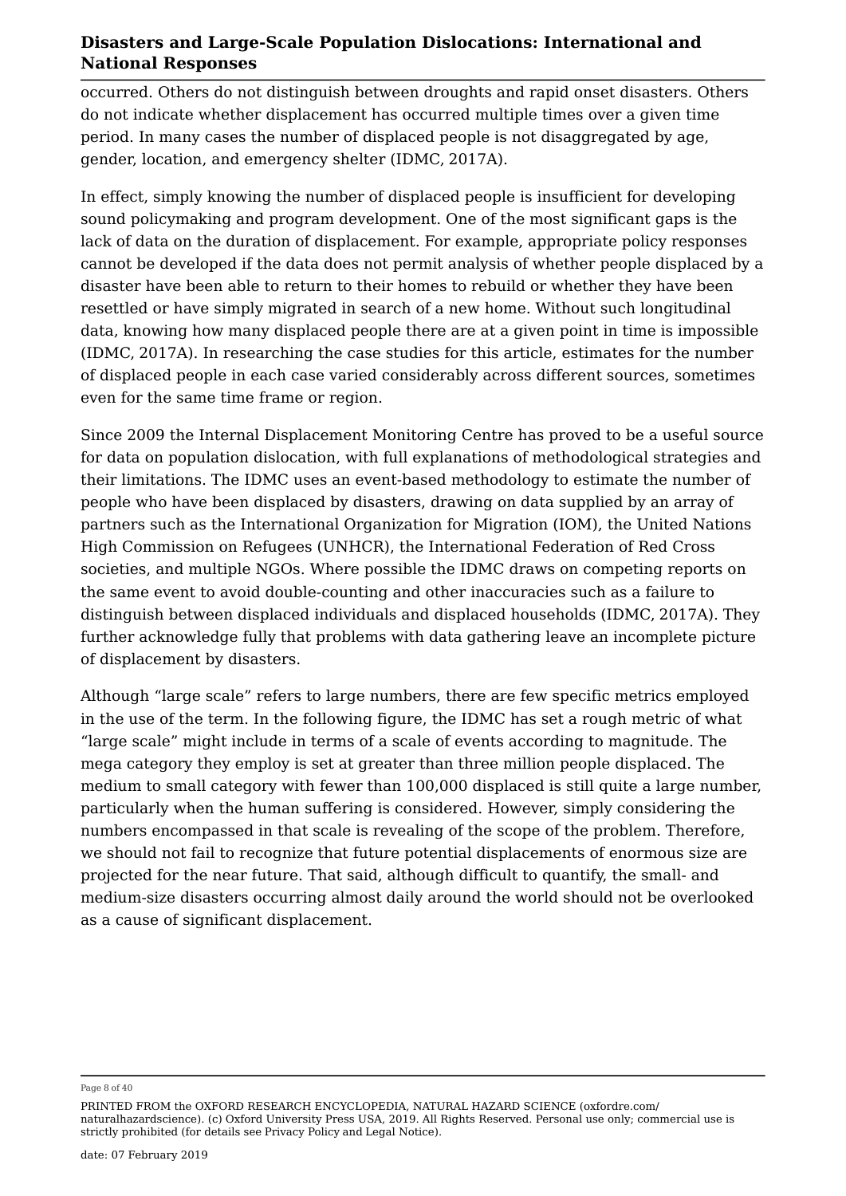occurred. Others do not distinguish between droughts and rapid onset disasters. Others do not indicate whether displacement has occurred multiple times over a given time period. In many cases the number of displaced people is not disaggregated by age, gender, location, and emergency shelter (IDMC, 2017A).

In effect, simply knowing the number of displaced people is insufficient for developing sound policymaking and program development. One of the most significant gaps is the lack of data on the duration of displacement. For example, appropriate policy responses cannot be developed if the data does not permit analysis of whether people displaced by a disaster have been able to return to their homes to rebuild or whether they have been resettled or have simply migrated in search of a new home. Without such longitudinal data, knowing how many displaced people there are at a given point in time is impossible (IDMC, 2017A). In researching the case studies for this article, estimates for the number of displaced people in each case varied considerably across different sources, sometimes even for the same time frame or region.

Since 2009 the Internal Displacement Monitoring Centre has proved to be a useful source for data on population dislocation, with full explanations of methodological strategies and their limitations. The IDMC uses an event-based methodology to estimate the number of people who have been displaced by disasters, drawing on data supplied by an array of partners such as the International Organization for Migration (IOM), the United Nations High Commission on Refugees (UNHCR), the International Federation of Red Cross societies, and multiple NGOs. Where possible the IDMC draws on competing reports on the same event to avoid double-counting and other inaccuracies such as a failure to distinguish between displaced individuals and displaced households (IDMC, 2017A). They further acknowledge fully that problems with data gathering leave an incomplete picture of displacement by disasters.

Although “large scale” refers to large numbers, there are few specific metrics employed in the use of the term. In the following figure, the IDMC has set a rough metric of what “large scale” might include in terms of a scale of events according to magnitude. The mega category they employ is set at greater than three million people displaced. The medium to small category with fewer than 100,000 displaced is still quite a large number, particularly when the human suffering is considered. However, simply considering the numbers encompassed in that scale is revealing of the scope of the problem. Therefore, we should not fail to recognize that future potential displacements of enormous size are projected for the near future. That said, although difficult to quantify, the small- and medium-size disasters occurring almost daily around the world should not be overlooked as a cause of significant displacement.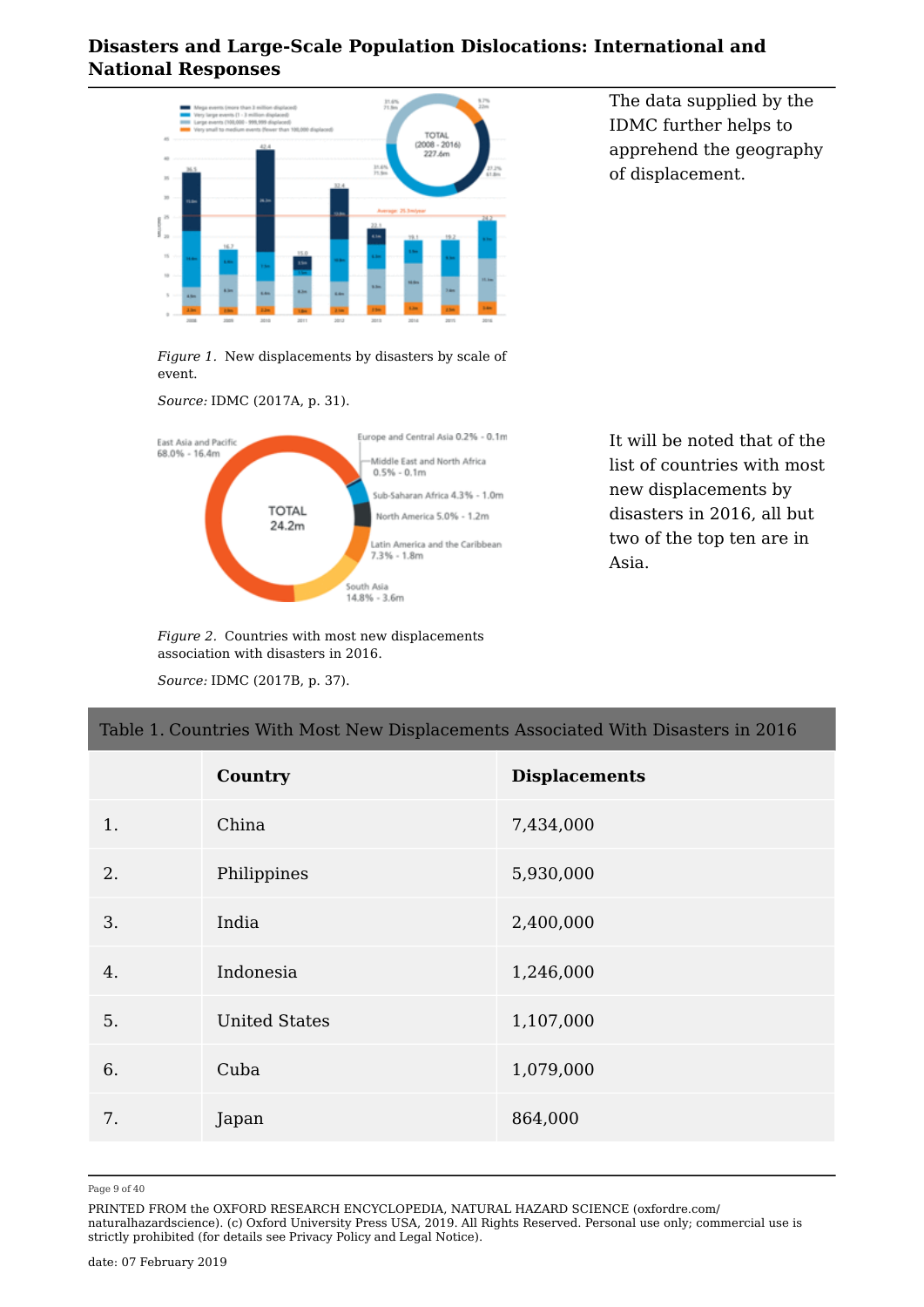The data supplied by the IDMC further helps to apprehend the geography of displacement.

*Figure 1.* New displacements by disasters by scale of event.

*Source:* IDMC (2017A, p. 31).

*Figure 2.* Countries with most new displacements association with disasters in 2016.

*Source:* IDMC (2017B, p. 37).

It will be noted that of the list of countries with most new displacements by disasters in 2016, all but two of the top ten are in Asia.

Table 1. Countries With Most New Displacements Associated With Disasters in 2016

| | **Country** | **Displacements** |
|---|---|---|
| 1. | China | 7,434,000 |
| 2. | Philippines | 5,930,000 |
| 3. | India | 2,400,000 |
| 4. | Indonesia | 1,246,000 |
| 5. | United States | 1,107,000 |
| 6. | Cuba | 1,079,000 |
| 7. | Japan | 864,000 |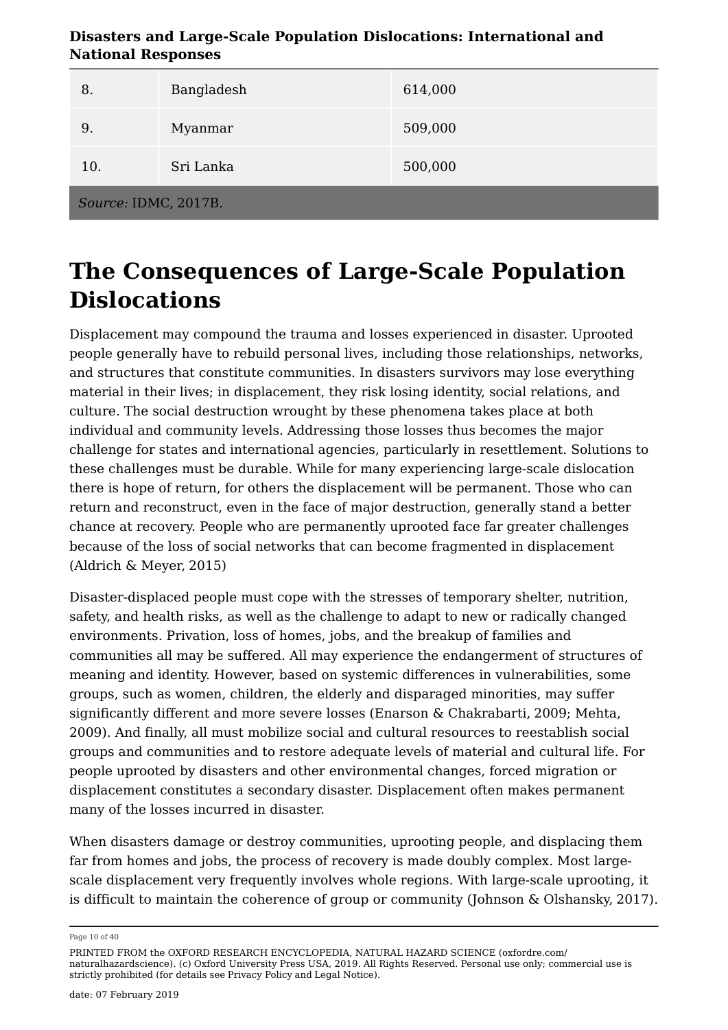| | | |
|---|---|---|
| 8. | Bangladesh | 614,000 |
| 9. | Myanmar | 509,000 |
| 10. | Sri Lanka | 500,000 |
| *Source:* IDMC, 2017B. | | |

# The Consequences of Large-Scale Population Dislocations

Displacement may compound the trauma and losses experienced in disaster. Uprooted people generally have to rebuild personal lives, including those relationships, networks, and structures that constitute communities. In disasters survivors may lose everything material in their lives; in displacement, they risk losing identity, social relations, and culture. The social destruction wrought by these phenomena takes place at both individual and community levels. Addressing those losses thus becomes the major challenge for states and international agencies, particularly in resettlement. Solutions to these challenges must be durable. While for many experiencing large-scale dislocation there is hope of return, for others the displacement will be permanent. Those who can return and reconstruct, even in the face of major destruction, generally stand a better chance at recovery. People who are permanently uprooted face far greater challenges because of the loss of social networks that can become fragmented in displacement (Aldrich & Meyer, 2015)

Disaster-displaced people must cope with the stresses of temporary shelter, nutrition, safety, and health risks, as well as the challenge to adapt to new or radically changed environments. Privation, loss of homes, jobs, and the breakup of families and communities all may be suffered. All may experience the endangerment of structures of meaning and identity. However, based on systemic differences in vulnerabilities, some groups, such as women, children, the elderly and disparaged minorities, may suffer significantly different and more severe losses (Enarson & Chakrabarti, 2009; Mehta, 2009). And finally, all must mobilize social and cultural resources to reestablish social groups and communities and to restore adequate levels of material and cultural life. For people uprooted by disasters and other environmental changes, forced migration or displacement constitutes a secondary disaster. Displacement often makes permanent many of the losses incurred in disaster.

When disasters damage or destroy communities, uprooting people, and displacing them far from homes and jobs, the process of recovery is made doubly complex. Most large-scale displacement very frequently involves whole regions. With large-scale uprooting, it is difficult to maintain the coherence of group or community (Johnson & Olshansky, 2017).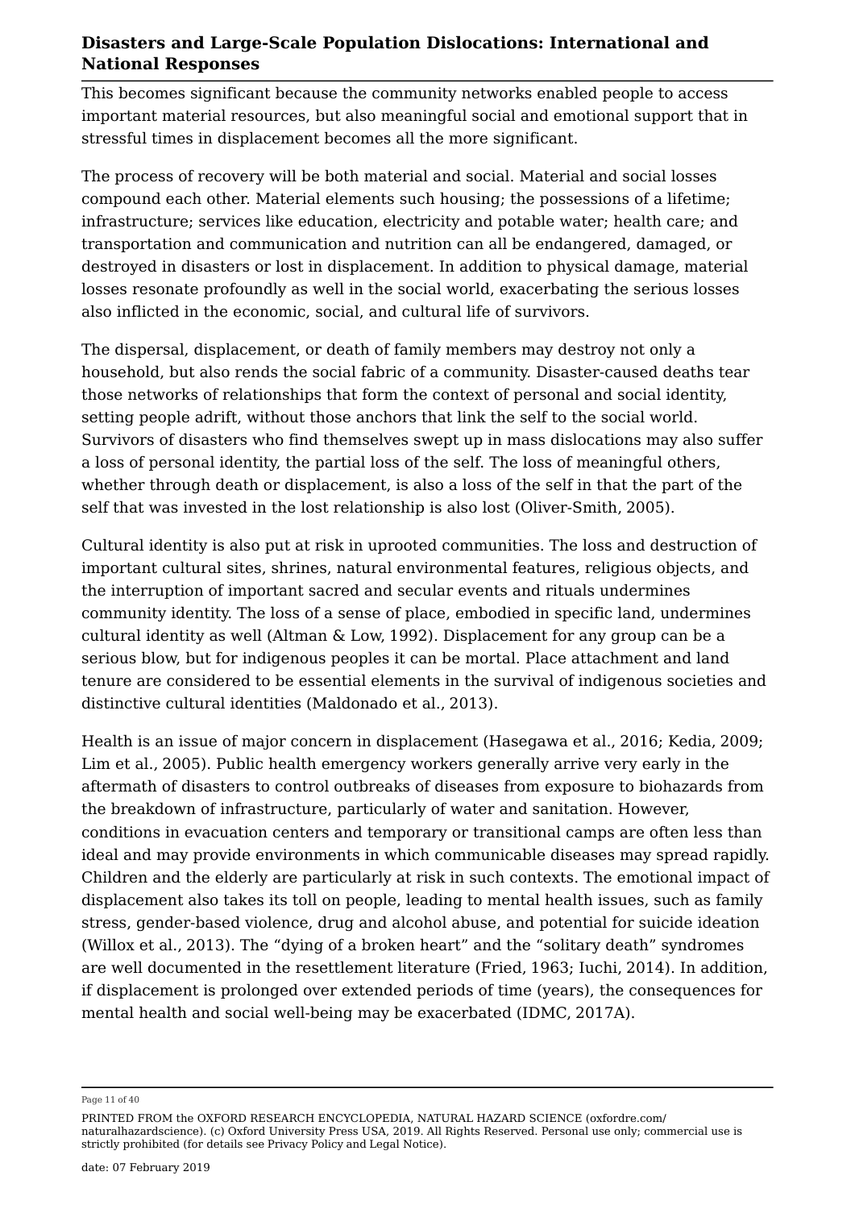This becomes significant because the community networks enabled people to access important material resources, but also meaningful social and emotional support that in stressful times in displacement becomes all the more significant.

The process of recovery will be both material and social. Material and social losses compound each other. Material elements such housing; the possessions of a lifetime; infrastructure; services like education, electricity and potable water; health care; and transportation and communication and nutrition can all be endangered, damaged, or destroyed in disasters or lost in displacement. In addition to physical damage, material losses resonate profoundly as well in the social world, exacerbating the serious losses also inflicted in the economic, social, and cultural life of survivors.

The dispersal, displacement, or death of family members may destroy not only a household, but also rends the social fabric of a community. Disaster-caused deaths tear those networks of relationships that form the context of personal and social identity, setting people adrift, without those anchors that link the self to the social world. Survivors of disasters who find themselves swept up in mass dislocations may also suffer a loss of personal identity, the partial loss of the self. The loss of meaningful others, whether through death or displacement, is also a loss of the self in that the part of the self that was invested in the lost relationship is also lost (Oliver-Smith, 2005).

Cultural identity is also put at risk in uprooted communities. The loss and destruction of important cultural sites, shrines, natural environmental features, religious objects, and the interruption of important sacred and secular events and rituals undermines community identity. The loss of a sense of place, embodied in specific land, undermines cultural identity as well (Altman & Low, 1992). Displacement for any group can be a serious blow, but for indigenous peoples it can be mortal. Place attachment and land tenure are considered to be essential elements in the survival of indigenous societies and distinctive cultural identities (Maldonado et al., 2013).

Health is an issue of major concern in displacement (Hasegawa et al., 2016; Kedia, 2009; Lim et al., 2005). Public health emergency workers generally arrive very early in the aftermath of disasters to control outbreaks of diseases from exposure to biohazards from the breakdown of infrastructure, particularly of water and sanitation. However, conditions in evacuation centers and temporary or transitional camps are often less than ideal and may provide environments in which communicable diseases may spread rapidly. Children and the elderly are particularly at risk in such contexts. The emotional impact of displacement also takes its toll on people, leading to mental health issues, such as family stress, gender-based violence, drug and alcohol abuse, and potential for suicide ideation (Willox et al., 2013). The "dying of a broken heart" and the "solitary death" syndromes are well documented in the resettlement literature (Fried, 1963; Iuchi, 2014). In addition, if displacement is prolonged over extended periods of time (years), the consequences for mental health and social well-being may be exacerbated (IDMC, 2017A).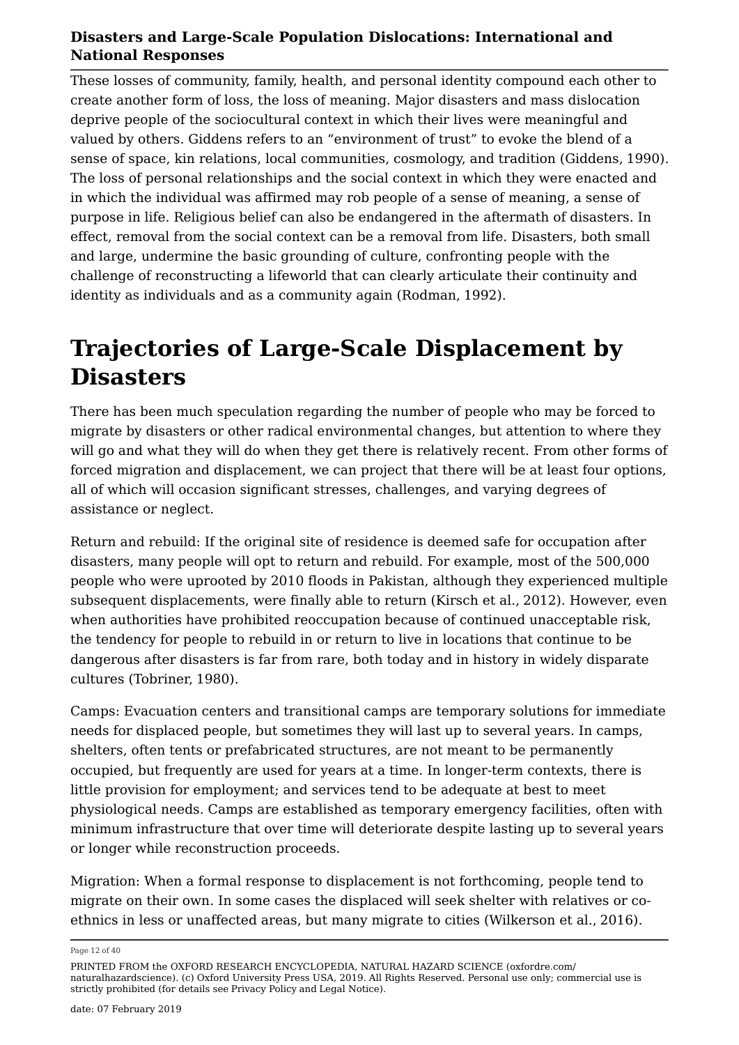These losses of community, family, health, and personal identity compound each other to create another form of loss, the loss of meaning. Major disasters and mass dislocation deprive people of the sociocultural context in which their lives were meaningful and valued by others. Giddens refers to an “environment of trust” to evoke the blend of a sense of space, kin relations, local communities, cosmology, and tradition (Giddens, 1990). The loss of personal relationships and the social context in which they were enacted and in which the individual was affirmed may rob people of a sense of meaning, a sense of purpose in life. Religious belief can also be endangered in the aftermath of disasters. In effect, removal from the social context can be a removal from life. Disasters, both small and large, undermine the basic grounding of culture, confronting people with the challenge of reconstructing a lifeworld that can clearly articulate their continuity and identity as individuals and as a community again (Rodman, 1992).

# Trajectories of Large-Scale Displacement by Disasters

There has been much speculation regarding the number of people who may be forced to migrate by disasters or other radical environmental changes, but attention to where they will go and what they will do when they get there is relatively recent. From other forms of forced migration and displacement, we can project that there will be at least four options, all of which will occasion significant stresses, challenges, and varying degrees of assistance or neglect.

Return and rebuild: If the original site of residence is deemed safe for occupation after disasters, many people will opt to return and rebuild. For example, most of the 500,000 people who were uprooted by 2010 floods in Pakistan, although they experienced multiple subsequent displacements, were finally able to return (Kirsch et al., 2012). However, even when authorities have prohibited reoccupation because of continued unacceptable risk, the tendency for people to rebuild in or return to live in locations that continue to be dangerous after disasters is far from rare, both today and in history in widely disparate cultures (Tobriner, 1980).

Camps: Evacuation centers and transitional camps are temporary solutions for immediate needs for displaced people, but sometimes they will last up to several years. In camps, shelters, often tents or prefabricated structures, are not meant to be permanently occupied, but frequently are used for years at a time. In longer-term contexts, there is little provision for employment; and services tend to be adequate at best to meet physiological needs. Camps are established as temporary emergency facilities, often with minimum infrastructure that over time will deteriorate despite lasting up to several years or longer while reconstruction proceeds.

Migration: When a formal response to displacement is not forthcoming, people tend to migrate on their own. In some cases the displaced will seek shelter with relatives or co-ethnics in less or unaffected areas, but many migrate to cities (Wilkerson et al., 2016).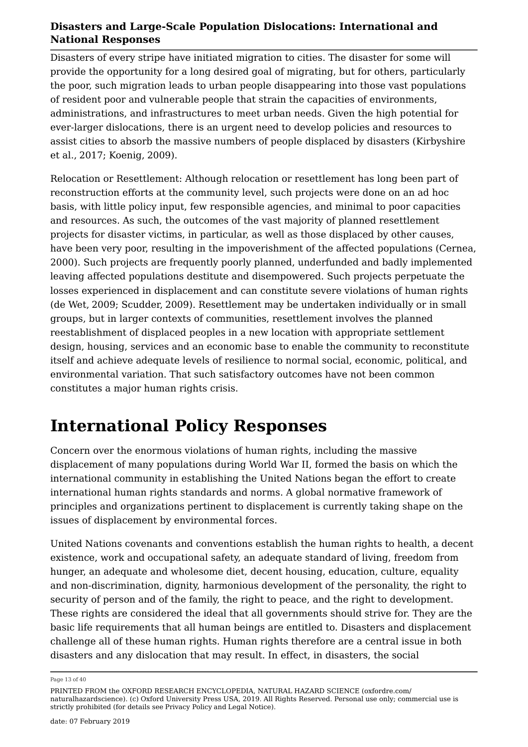Disasters of every stripe have initiated migration to cities. The disaster for some will provide the opportunity for a long desired goal of migrating, but for others, particularly the poor, such migration leads to urban people disappearing into those vast populations of resident poor and vulnerable people that strain the capacities of environments, administrations, and infrastructures to meet urban needs. Given the high potential for ever-larger dislocations, there is an urgent need to develop policies and resources to assist cities to absorb the massive numbers of people displaced by disasters (Kirbyshire et al., 2017; Koenig, 2009).

Relocation or Resettlement: Although relocation or resettlement has long been part of reconstruction efforts at the community level, such projects were done on an ad hoc basis, with little policy input, few responsible agencies, and minimal to poor capacities and resources. As such, the outcomes of the vast majority of planned resettlement projects for disaster victims, in particular, as well as those displaced by other causes, have been very poor, resulting in the impoverishment of the affected populations (Cernea, 2000). Such projects are frequently poorly planned, underfunded and badly implemented leaving affected populations destitute and disempowered. Such projects perpetuate the losses experienced in displacement and can constitute severe violations of human rights (de Wet, 2009; Scudder, 2009). Resettlement may be undertaken individually or in small groups, but in larger contexts of communities, resettlement involves the planned reestablishment of displaced peoples in a new location with appropriate settlement design, housing, services and an economic base to enable the community to reconstitute itself and achieve adequate levels of resilience to normal social, economic, political, and environmental variation. That such satisfactory outcomes have not been common constitutes a major human rights crisis.

# International Policy Responses

Concern over the enormous violations of human rights, including the massive displacement of many populations during World War II, formed the basis on which the international community in establishing the United Nations began the effort to create international human rights standards and norms. A global normative framework of principles and organizations pertinent to displacement is currently taking shape on the issues of displacement by environmental forces.

United Nations covenants and conventions establish the human rights to health, a decent existence, work and occupational safety, an adequate standard of living, freedom from hunger, an adequate and wholesome diet, decent housing, education, culture, equality and non-discrimination, dignity, harmonious development of the personality, the right to security of person and of the family, the right to peace, and the right to development. These rights are considered the ideal that all governments should strive for. They are the basic life requirements that all human beings are entitled to. Disasters and displacement challenge all of these human rights. Human rights therefore are a central issue in both disasters and any dislocation that may result. In effect, in disasters, the social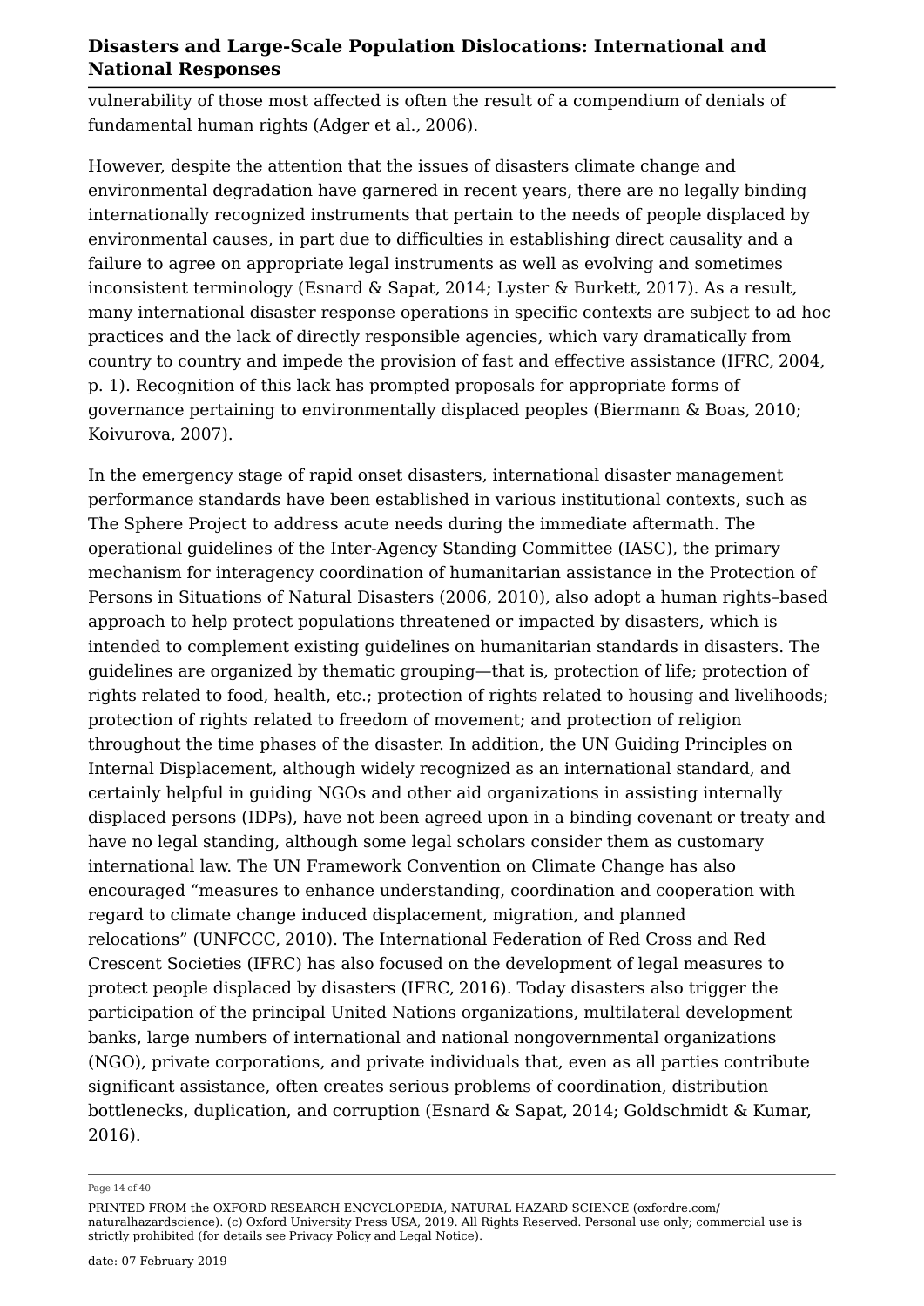vulnerability of those most affected is often the result of a compendium of denials of fundamental human rights (Adger et al., 2006).

However, despite the attention that the issues of disasters climate change and environmental degradation have garnered in recent years, there are no legally binding internationally recognized instruments that pertain to the needs of people displaced by environmental causes, in part due to difficulties in establishing direct causality and a failure to agree on appropriate legal instruments as well as evolving and sometimes inconsistent terminology (Esnard & Sapat, 2014; Lyster & Burkett, 2017). As a result, many international disaster response operations in specific contexts are subject to ad hoc practices and the lack of directly responsible agencies, which vary dramatically from country to country and impede the provision of fast and effective assistance (IFRC, 2004, p. 1). Recognition of this lack has prompted proposals for appropriate forms of governance pertaining to environmentally displaced peoples (Biermann & Boas, 2010; Koivurova, 2007).

In the emergency stage of rapid onset disasters, international disaster management performance standards have been established in various institutional contexts, such as The Sphere Project to address acute needs during the immediate aftermath. The operational guidelines of the Inter-Agency Standing Committee (IASC), the primary mechanism for interagency coordination of humanitarian assistance in the Protection of Persons in Situations of Natural Disasters (2006, 2010), also adopt a human rights–based approach to help protect populations threatened or impacted by disasters, which is intended to complement existing guidelines on humanitarian standards in disasters. The guidelines are organized by thematic grouping—that is, protection of life; protection of rights related to food, health, etc.; protection of rights related to housing and livelihoods; protection of rights related to freedom of movement; and protection of religion throughout the time phases of the disaster. In addition, the UN Guiding Principles on Internal Displacement, although widely recognized as an international standard, and certainly helpful in guiding NGOs and other aid organizations in assisting internally displaced persons (IDPs), have not been agreed upon in a binding covenant or treaty and have no legal standing, although some legal scholars consider them as customary international law. The UN Framework Convention on Climate Change has also encouraged "measures to enhance understanding, coordination and cooperation with regard to climate change induced displacement, migration, and planned relocations" (UNFCCC, 2010). The International Federation of Red Cross and Red Crescent Societies (IFRC) has also focused on the development of legal measures to protect people displaced by disasters (IFRC, 2016). Today disasters also trigger the participation of the principal United Nations organizations, multilateral development banks, large numbers of international and national nongovernmental organizations (NGO), private corporations, and private individuals that, even as all parties contribute significant assistance, often creates serious problems of coordination, distribution bottlenecks, duplication, and corruption (Esnard & Sapat, 2014; Goldschmidt & Kumar, 2016).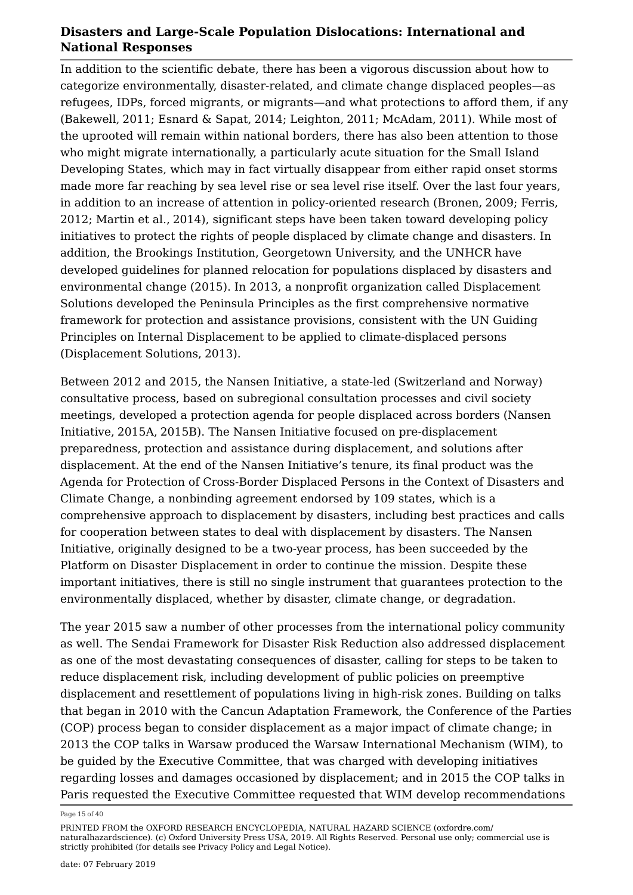In addition to the scientific debate, there has been a vigorous discussion about how to categorize environmentally, disaster-related, and climate change displaced peoples—as refugees, IDPs, forced migrants, or migrants—and what protections to afford them, if any (Bakewell, 2011; Esnard & Sapat, 2014; Leighton, 2011; McAdam, 2011). While most of the uprooted will remain within national borders, there has also been attention to those who might migrate internationally, a particularly acute situation for the Small Island Developing States, which may in fact virtually disappear from either rapid onset storms made more far reaching by sea level rise or sea level rise itself. Over the last four years, in addition to an increase of attention in policy-oriented research (Bronen, 2009; Ferris, 2012; Martin et al., 2014), significant steps have been taken toward developing policy initiatives to protect the rights of people displaced by climate change and disasters. In addition, the Brookings Institution, Georgetown University, and the UNHCR have developed guidelines for planned relocation for populations displaced by disasters and environmental change (2015). In 2013, a nonprofit organization called Displacement Solutions developed the Peninsula Principles as the first comprehensive normative framework for protection and assistance provisions, consistent with the UN Guiding Principles on Internal Displacement to be applied to climate-displaced persons (Displacement Solutions, 2013).

Between 2012 and 2015, the Nansen Initiative, a state-led (Switzerland and Norway) consultative process, based on subregional consultation processes and civil society meetings, developed a protection agenda for people displaced across borders (Nansen Initiative, 2015A, 2015B). The Nansen Initiative focused on pre-displacement preparedness, protection and assistance during displacement, and solutions after displacement. At the end of the Nansen Initiative's tenure, its final product was the Agenda for Protection of Cross-Border Displaced Persons in the Context of Disasters and Climate Change, a nonbinding agreement endorsed by 109 states, which is a comprehensive approach to displacement by disasters, including best practices and calls for cooperation between states to deal with displacement by disasters. The Nansen Initiative, originally designed to be a two-year process, has been succeeded by the Platform on Disaster Displacement in order to continue the mission. Despite these important initiatives, there is still no single instrument that guarantees protection to the environmentally displaced, whether by disaster, climate change, or degradation.

The year 2015 saw a number of other processes from the international policy community as well. The Sendai Framework for Disaster Risk Reduction also addressed displacement as one of the most devastating consequences of disaster, calling for steps to be taken to reduce displacement risk, including development of public policies on preemptive displacement and resettlement of populations living in high-risk zones. Building on talks that began in 2010 with the Cancun Adaptation Framework, the Conference of the Parties (COP) process began to consider displacement as a major impact of climate change; in 2013 the COP talks in Warsaw produced the Warsaw International Mechanism (WIM), to be guided by the Executive Committee, that was charged with developing initiatives regarding losses and damages occasioned by displacement; and in 2015 the COP talks in Paris requested the Executive Committee requested that WIM develop recommendations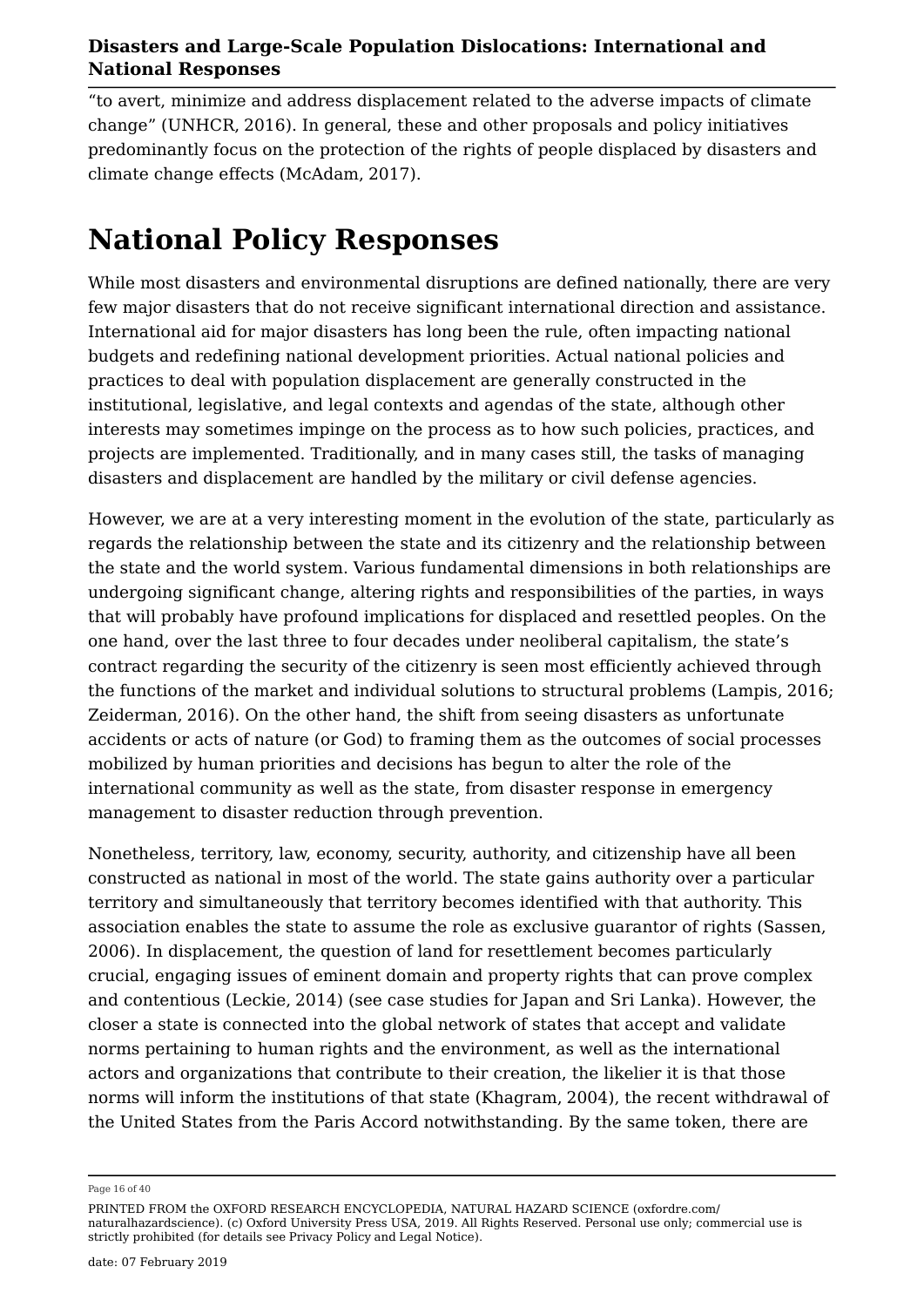"to avert, minimize and address displacement related to the adverse impacts of climate change" (UNHCR, 2016). In general, these and other proposals and policy initiatives predominantly focus on the protection of the rights of people displaced by disasters and climate change effects (McAdam, 2017).

# National Policy Responses

While most disasters and environmental disruptions are defined nationally, there are very few major disasters that do not receive significant international direction and assistance. International aid for major disasters has long been the rule, often impacting national budgets and redefining national development priorities. Actual national policies and practices to deal with population displacement are generally constructed in the institutional, legislative, and legal contexts and agendas of the state, although other interests may sometimes impinge on the process as to how such policies, practices, and projects are implemented. Traditionally, and in many cases still, the tasks of managing disasters and displacement are handled by the military or civil defense agencies.

However, we are at a very interesting moment in the evolution of the state, particularly as regards the relationship between the state and its citizenry and the relationship between the state and the world system. Various fundamental dimensions in both relationships are undergoing significant change, altering rights and responsibilities of the parties, in ways that will probably have profound implications for displaced and resettled peoples. On the one hand, over the last three to four decades under neoliberal capitalism, the state's contract regarding the security of the citizenry is seen most efficiently achieved through the functions of the market and individual solutions to structural problems (Lampis, 2016; Zeiderman, 2016). On the other hand, the shift from seeing disasters as unfortunate accidents or acts of nature (or God) to framing them as the outcomes of social processes mobilized by human priorities and decisions has begun to alter the role of the international community as well as the state, from disaster response in emergency management to disaster reduction through prevention.

Nonetheless, territory, law, economy, security, authority, and citizenship have all been constructed as national in most of the world. The state gains authority over a particular territory and simultaneously that territory becomes identified with that authority. This association enables the state to assume the role as exclusive guarantor of rights (Sassen, 2006). In displacement, the question of land for resettlement becomes particularly crucial, engaging issues of eminent domain and property rights that can prove complex and contentious (Leckie, 2014) (see case studies for Japan and Sri Lanka). However, the closer a state is connected into the global network of states that accept and validate norms pertaining to human rights and the environment, as well as the international actors and organizations that contribute to their creation, the likelier it is that those norms will inform the institutions of that state (Khagram, 2004), the recent withdrawal of the United States from the Paris Accord notwithstanding. By the same token, there are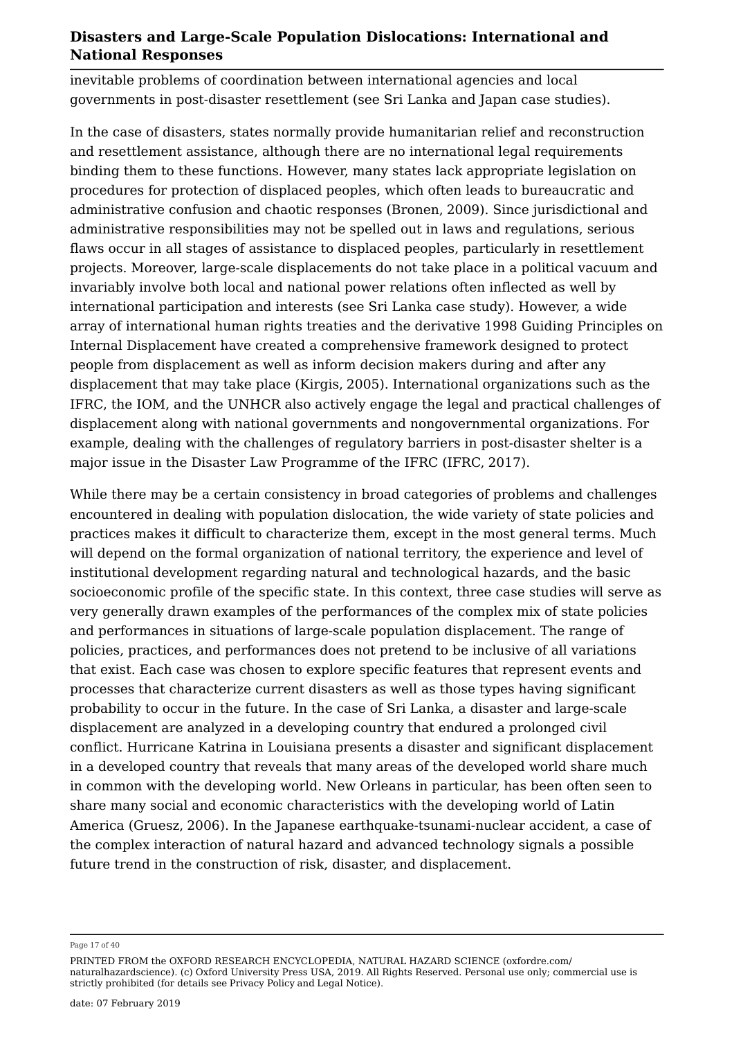inevitable problems of coordination between international agencies and local governments in post-disaster resettlement (see Sri Lanka and Japan case studies).

In the case of disasters, states normally provide humanitarian relief and reconstruction and resettlement assistance, although there are no international legal requirements binding them to these functions. However, many states lack appropriate legislation on procedures for protection of displaced peoples, which often leads to bureaucratic and administrative confusion and chaotic responses (Bronen, 2009). Since jurisdictional and administrative responsibilities may not be spelled out in laws and regulations, serious flaws occur in all stages of assistance to displaced peoples, particularly in resettlement projects. Moreover, large-scale displacements do not take place in a political vacuum and invariably involve both local and national power relations often inflected as well by international participation and interests (see Sri Lanka case study). However, a wide array of international human rights treaties and the derivative 1998 Guiding Principles on Internal Displacement have created a comprehensive framework designed to protect people from displacement as well as inform decision makers during and after any displacement that may take place (Kirgis, 2005). International organizations such as the IFRC, the IOM, and the UNHCR also actively engage the legal and practical challenges of displacement along with national governments and nongovernmental organizations. For example, dealing with the challenges of regulatory barriers in post-disaster shelter is a major issue in the Disaster Law Programme of the IFRC (IFRC, 2017).

While there may be a certain consistency in broad categories of problems and challenges encountered in dealing with population dislocation, the wide variety of state policies and practices makes it difficult to characterize them, except in the most general terms. Much will depend on the formal organization of national territory, the experience and level of institutional development regarding natural and technological hazards, and the basic socioeconomic profile of the specific state. In this context, three case studies will serve as very generally drawn examples of the performances of the complex mix of state policies and performances in situations of large-scale population displacement. The range of policies, practices, and performances does not pretend to be inclusive of all variations that exist. Each case was chosen to explore specific features that represent events and processes that characterize current disasters as well as those types having significant probability to occur in the future. In the case of Sri Lanka, a disaster and large-scale displacement are analyzed in a developing country that endured a prolonged civil conflict. Hurricane Katrina in Louisiana presents a disaster and significant displacement in a developed country that reveals that many areas of the developed world share much in common with the developing world. New Orleans in particular, has been often seen to share many social and economic characteristics with the developing world of Latin America (Gruesz, 2006). In the Japanese earthquake-tsunami-nuclear accident, a case of the complex interaction of natural hazard and advanced technology signals a possible future trend in the construction of risk, disaster, and displacement.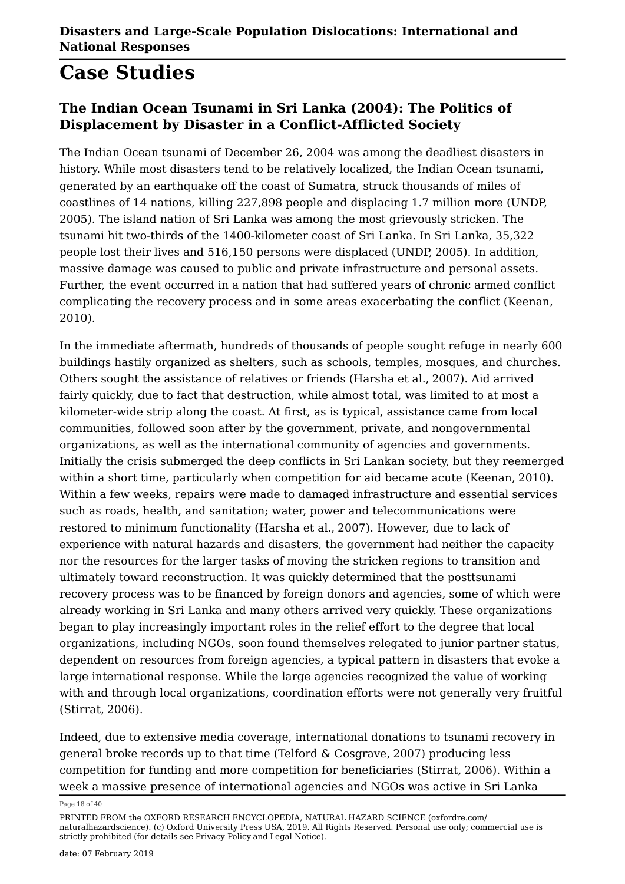# Case Studies

## The Indian Ocean Tsunami in Sri Lanka (2004): The Politics of Displacement by Disaster in a Conflict-Afflicted Society

The Indian Ocean tsunami of December 26, 2004 was among the deadliest disasters in history. While most disasters tend to be relatively localized, the Indian Ocean tsunami, generated by an earthquake off the coast of Sumatra, struck thousands of miles of coastlines of 14 nations, killing 227,898 people and displacing 1.7 million more (UNDP, 2005). The island nation of Sri Lanka was among the most grievously stricken. The tsunami hit two-thirds of the 1400-kilometer coast of Sri Lanka. In Sri Lanka, 35,322 people lost their lives and 516,150 persons were displaced (UNDP, 2005). In addition, massive damage was caused to public and private infrastructure and personal assets. Further, the event occurred in a nation that had suffered years of chronic armed conflict complicating the recovery process and in some areas exacerbating the conflict (Keenan, 2010).

In the immediate aftermath, hundreds of thousands of people sought refuge in nearly 600 buildings hastily organized as shelters, such as schools, temples, mosques, and churches. Others sought the assistance of relatives or friends (Harsha et al., 2007). Aid arrived fairly quickly, due to fact that destruction, while almost total, was limited to at most a kilometer-wide strip along the coast. At first, as is typical, assistance came from local communities, followed soon after by the government, private, and nongovernmental organizations, as well as the international community of agencies and governments. Initially the crisis submerged the deep conflicts in Sri Lankan society, but they reemerged within a short time, particularly when competition for aid became acute (Keenan, 2010). Within a few weeks, repairs were made to damaged infrastructure and essential services such as roads, health, and sanitation; water, power and telecommunications were restored to minimum functionality (Harsha et al., 2007). However, due to lack of experience with natural hazards and disasters, the government had neither the capacity nor the resources for the larger tasks of moving the stricken regions to transition and ultimately toward reconstruction. It was quickly determined that the posttsunami recovery process was to be financed by foreign donors and agencies, some of which were already working in Sri Lanka and many others arrived very quickly. These organizations began to play increasingly important roles in the relief effort to the degree that local organizations, including NGOs, soon found themselves relegated to junior partner status, dependent on resources from foreign agencies, a typical pattern in disasters that evoke a large international response. While the large agencies recognized the value of working with and through local organizations, coordination efforts were not generally very fruitful (Stirrat, 2006).

Indeed, due to extensive media coverage, international donations to tsunami recovery in general broke records up to that time (Telford & Cosgrave, 2007) producing less competition for funding and more competition for beneficiaries (Stirrat, 2006). Within a week a massive presence of international agencies and NGOs was active in Sri Lanka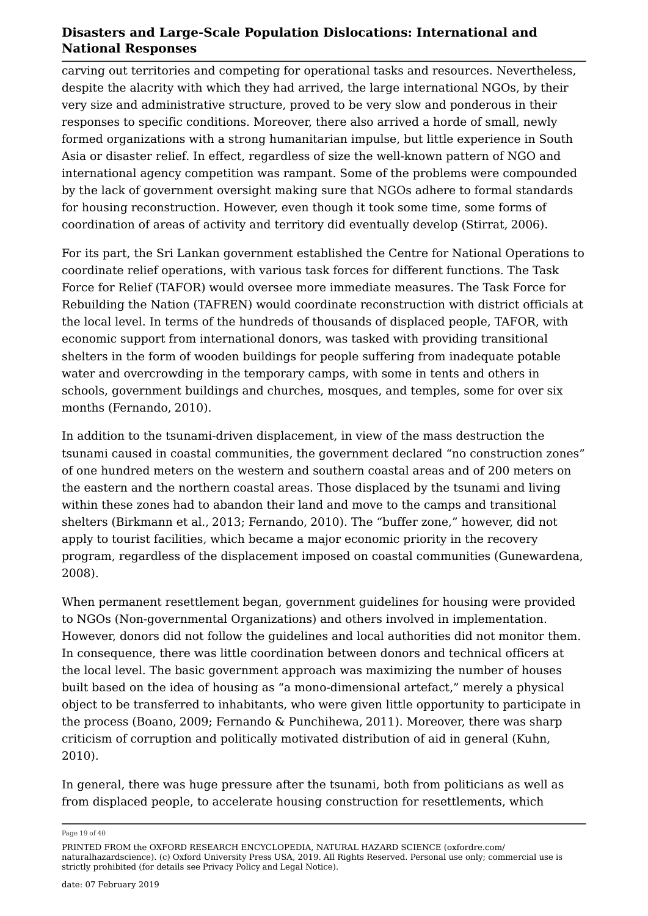carving out territories and competing for operational tasks and resources. Nevertheless, despite the alacrity with which they had arrived, the large international NGOs, by their very size and administrative structure, proved to be very slow and ponderous in their responses to specific conditions. Moreover, there also arrived a horde of small, newly formed organizations with a strong humanitarian impulse, but little experience in South Asia or disaster relief. In effect, regardless of size the well-known pattern of NGO and international agency competition was rampant. Some of the problems were compounded by the lack of government oversight making sure that NGOs adhere to formal standards for housing reconstruction. However, even though it took some time, some forms of coordination of areas of activity and territory did eventually develop (Stirrat, 2006).

For its part, the Sri Lankan government established the Centre for National Operations to coordinate relief operations, with various task forces for different functions. The Task Force for Relief (TAFOR) would oversee more immediate measures. The Task Force for Rebuilding the Nation (TAFREN) would coordinate reconstruction with district officials at the local level. In terms of the hundreds of thousands of displaced people, TAFOR, with economic support from international donors, was tasked with providing transitional shelters in the form of wooden buildings for people suffering from inadequate potable water and overcrowding in the temporary camps, with some in tents and others in schools, government buildings and churches, mosques, and temples, some for over six months (Fernando, 2010).

In addition to the tsunami-driven displacement, in view of the mass destruction the tsunami caused in coastal communities, the government declared "no construction zones" of one hundred meters on the western and southern coastal areas and of 200 meters on the eastern and the northern coastal areas. Those displaced by the tsunami and living within these zones had to abandon their land and move to the camps and transitional shelters (Birkmann et al., 2013; Fernando, 2010). The "buffer zone," however, did not apply to tourist facilities, which became a major economic priority in the recovery program, regardless of the displacement imposed on coastal communities (Gunewardena, 2008).

When permanent resettlement began, government guidelines for housing were provided to NGOs (Non-governmental Organizations) and others involved in implementation. However, donors did not follow the guidelines and local authorities did not monitor them. In consequence, there was little coordination between donors and technical officers at the local level. The basic government approach was maximizing the number of houses built based on the idea of housing as "a mono-dimensional artefact," merely a physical object to be transferred to inhabitants, who were given little opportunity to participate in the process (Boano, 2009; Fernando & Punchihewa, 2011). Moreover, there was sharp criticism of corruption and politically motivated distribution of aid in general (Kuhn, 2010).

In general, there was huge pressure after the tsunami, both from politicians as well as from displaced people, to accelerate housing construction for resettlements, which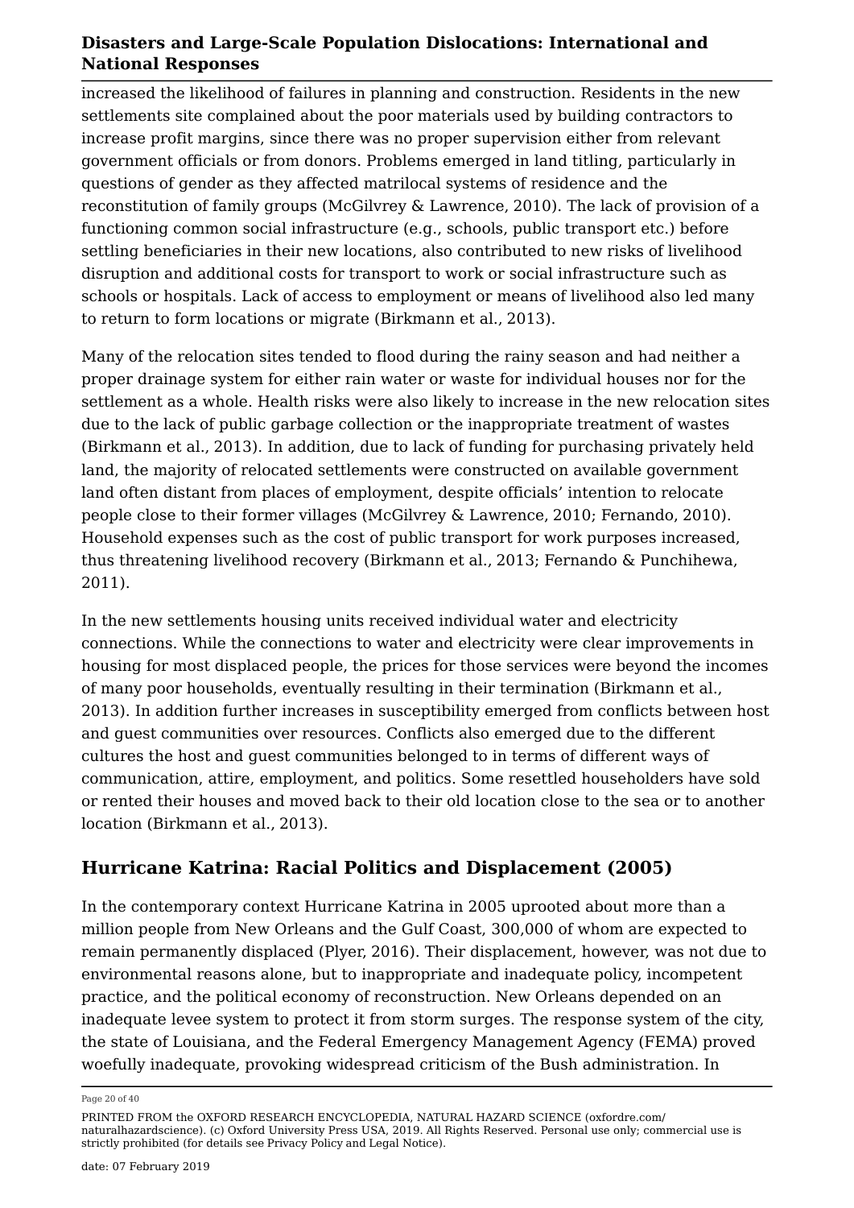increased the likelihood of failures in planning and construction. Residents in the new settlements site complained about the poor materials used by building contractors to increase profit margins, since there was no proper supervision either from relevant government officials or from donors. Problems emerged in land titling, particularly in questions of gender as they affected matrilocal systems of residence and the reconstitution of family groups (McGilvrey & Lawrence, 2010). The lack of provision of a functioning common social infrastructure (e.g., schools, public transport etc.) before settling beneficiaries in their new locations, also contributed to new risks of livelihood disruption and additional costs for transport to work or social infrastructure such as schools or hospitals. Lack of access to employment or means of livelihood also led many to return to form locations or migrate (Birkmann et al., 2013).

Many of the relocation sites tended to flood during the rainy season and had neither a proper drainage system for either rain water or waste for individual houses nor for the settlement as a whole. Health risks were also likely to increase in the new relocation sites due to the lack of public garbage collection or the inappropriate treatment of wastes (Birkmann et al., 2013). In addition, due to lack of funding for purchasing privately held land, the majority of relocated settlements were constructed on available government land often distant from places of employment, despite officials' intention to relocate people close to their former villages (McGilvrey & Lawrence, 2010; Fernando, 2010). Household expenses such as the cost of public transport for work purposes increased, thus threatening livelihood recovery (Birkmann et al., 2013; Fernando & Punchihewa, 2011).

In the new settlements housing units received individual water and electricity connections. While the connections to water and electricity were clear improvements in housing for most displaced people, the prices for those services were beyond the incomes of many poor households, eventually resulting in their termination (Birkmann et al., 2013). In addition further increases in susceptibility emerged from conflicts between host and guest communities over resources. Conflicts also emerged due to the different cultures the host and guest communities belonged to in terms of different ways of communication, attire, employment, and politics. Some resettled householders have sold or rented their houses and moved back to their old location close to the sea or to another location (Birkmann et al., 2013).

## Hurricane Katrina: Racial Politics and Displacement (2005)

In the contemporary context Hurricane Katrina in 2005 uprooted about more than a million people from New Orleans and the Gulf Coast, 300,000 of whom are expected to remain permanently displaced (Plyer, 2016). Their displacement, however, was not due to environmental reasons alone, but to inappropriate and inadequate policy, incompetent practice, and the political economy of reconstruction. New Orleans depended on an inadequate levee system to protect it from storm surges. The response system of the city, the state of Louisiana, and the Federal Emergency Management Agency (FEMA) proved woefully inadequate, provoking widespread criticism of the Bush administration. In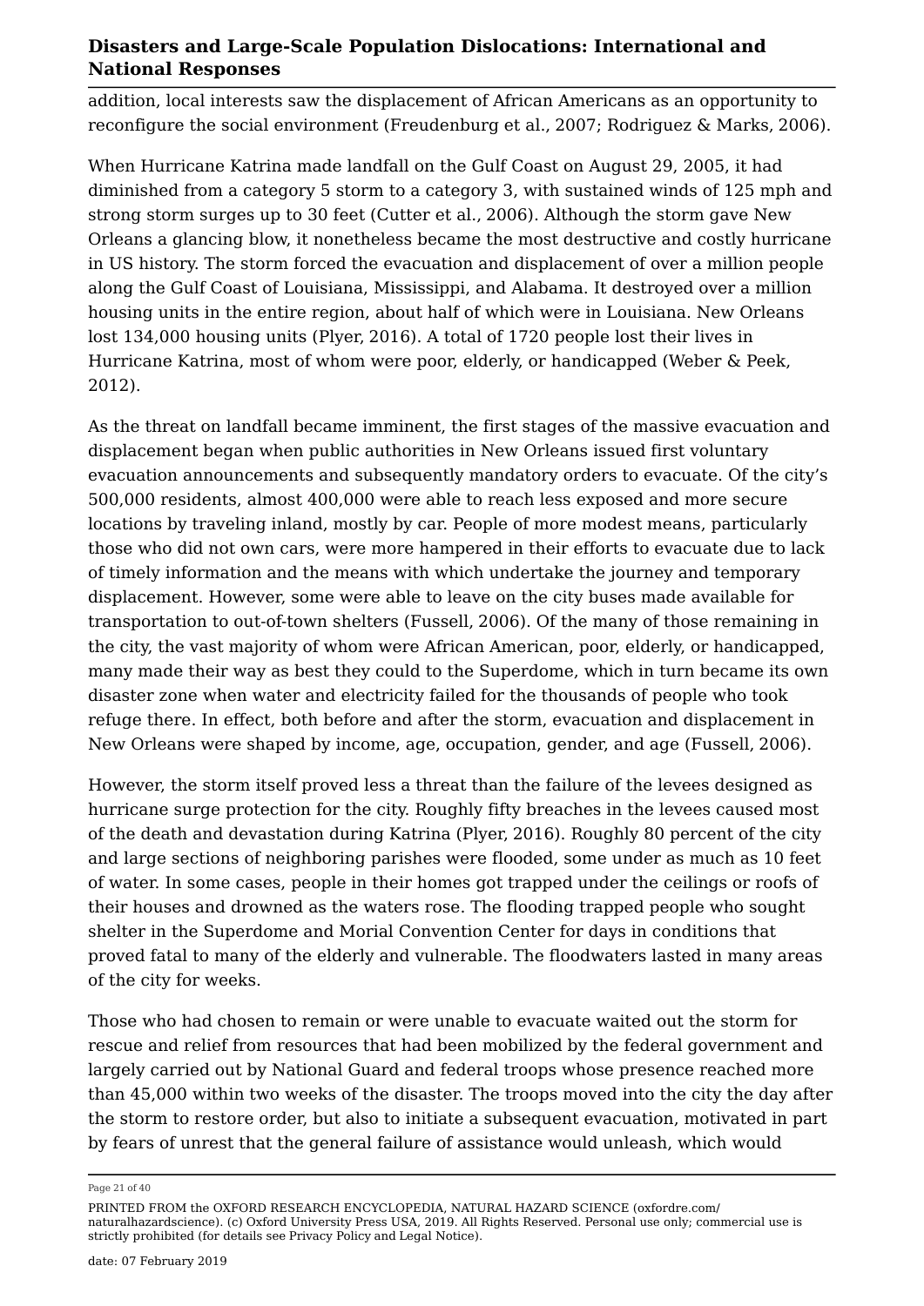addition, local interests saw the displacement of African Americans as an opportunity to reconfigure the social environment (Freudenburg et al., 2007; Rodriguez & Marks, 2006).

When Hurricane Katrina made landfall on the Gulf Coast on August 29, 2005, it had diminished from a category 5 storm to a category 3, with sustained winds of 125 mph and strong storm surges up to 30 feet (Cutter et al., 2006). Although the storm gave New Orleans a glancing blow, it nonetheless became the most destructive and costly hurricane in US history. The storm forced the evacuation and displacement of over a million people along the Gulf Coast of Louisiana, Mississippi, and Alabama. It destroyed over a million housing units in the entire region, about half of which were in Louisiana. New Orleans lost 134,000 housing units (Plyer, 2016). A total of 1720 people lost their lives in Hurricane Katrina, most of whom were poor, elderly, or handicapped (Weber & Peek, 2012).

As the threat on landfall became imminent, the first stages of the massive evacuation and displacement began when public authorities in New Orleans issued first voluntary evacuation announcements and subsequently mandatory orders to evacuate. Of the city's 500,000 residents, almost 400,000 were able to reach less exposed and more secure locations by traveling inland, mostly by car. People of more modest means, particularly those who did not own cars, were more hampered in their efforts to evacuate due to lack of timely information and the means with which undertake the journey and temporary displacement. However, some were able to leave on the city buses made available for transportation to out-of-town shelters (Fussell, 2006). Of the many of those remaining in the city, the vast majority of whom were African American, poor, elderly, or handicapped, many made their way as best they could to the Superdome, which in turn became its own disaster zone when water and electricity failed for the thousands of people who took refuge there. In effect, both before and after the storm, evacuation and displacement in New Orleans were shaped by income, age, occupation, gender, and age (Fussell, 2006).

However, the storm itself proved less a threat than the failure of the levees designed as hurricane surge protection for the city. Roughly fifty breaches in the levees caused most of the death and devastation during Katrina (Plyer, 2016). Roughly 80 percent of the city and large sections of neighboring parishes were flooded, some under as much as 10 feet of water. In some cases, people in their homes got trapped under the ceilings or roofs of their houses and drowned as the waters rose. The flooding trapped people who sought shelter in the Superdome and Morial Convention Center for days in conditions that proved fatal to many of the elderly and vulnerable. The floodwaters lasted in many areas of the city for weeks.

Those who had chosen to remain or were unable to evacuate waited out the storm for rescue and relief from resources that had been mobilized by the federal government and largely carried out by National Guard and federal troops whose presence reached more than 45,000 within two weeks of the disaster. The troops moved into the city the day after the storm to restore order, but also to initiate a subsequent evacuation, motivated in part by fears of unrest that the general failure of assistance would unleash, which would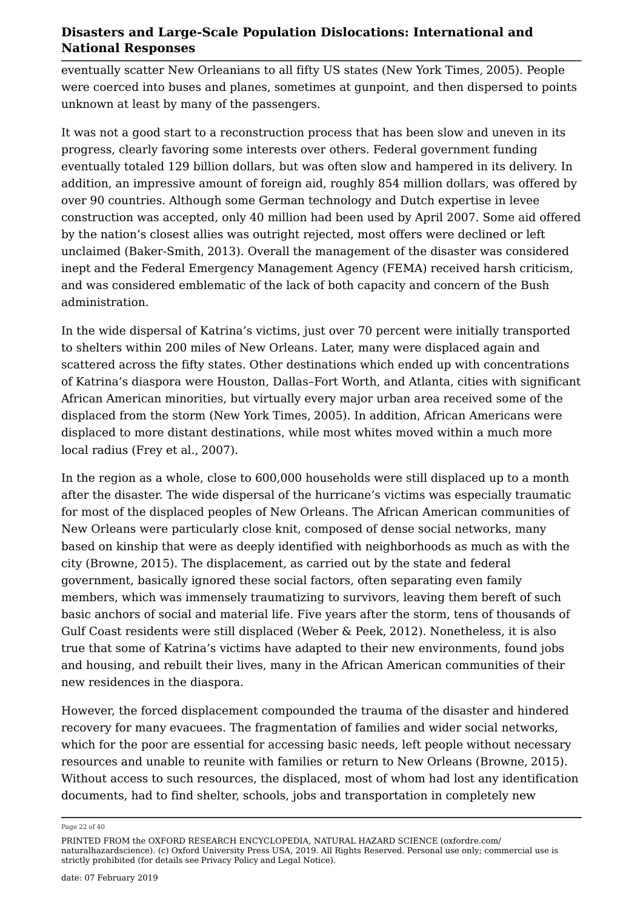eventually scatter New Orleanians to all fifty US states (New York Times, 2005). People were coerced into buses and planes, sometimes at gunpoint, and then dispersed to points unknown at least by many of the passengers.

It was not a good start to a reconstruction process that has been slow and uneven in its progress, clearly favoring some interests over others. Federal government funding eventually totaled 129 billion dollars, but was often slow and hampered in its delivery. In addition, an impressive amount of foreign aid, roughly 854 million dollars, was offered by over 90 countries. Although some German technology and Dutch expertise in levee construction was accepted, only 40 million had been used by April 2007. Some aid offered by the nation's closest allies was outright rejected, most offers were declined or left unclaimed (Baker-Smith, 2013). Overall the management of the disaster was considered inept and the Federal Emergency Management Agency (FEMA) received harsh criticism, and was considered emblematic of the lack of both capacity and concern of the Bush administration.

In the wide dispersal of Katrina's victims, just over 70 percent were initially transported to shelters within 200 miles of New Orleans. Later, many were displaced again and scattered across the fifty states. Other destinations which ended up with concentrations of Katrina's diaspora were Houston, Dallas–Fort Worth, and Atlanta, cities with significant African American minorities, but virtually every major urban area received some of the displaced from the storm (New York Times, 2005). In addition, African Americans were displaced to more distant destinations, while most whites moved within a much more local radius (Frey et al., 2007).

In the region as a whole, close to 600,000 households were still displaced up to a month after the disaster. The wide dispersal of the hurricane's victims was especially traumatic for most of the displaced peoples of New Orleans. The African American communities of New Orleans were particularly close knit, composed of dense social networks, many based on kinship that were as deeply identified with neighborhoods as much as with the city (Browne, 2015). The displacement, as carried out by the state and federal government, basically ignored these social factors, often separating even family members, which was immensely traumatizing to survivors, leaving them bereft of such basic anchors of social and material life. Five years after the storm, tens of thousands of Gulf Coast residents were still displaced (Weber & Peek, 2012). Nonetheless, it is also true that some of Katrina's victims have adapted to their new environments, found jobs and housing, and rebuilt their lives, many in the African American communities of their new residences in the diaspora.

However, the forced displacement compounded the trauma of the disaster and hindered recovery for many evacuees. The fragmentation of families and wider social networks, which for the poor are essential for accessing basic needs, left people without necessary resources and unable to reunite with families or return to New Orleans (Browne, 2015). Without access to such resources, the displaced, most of whom had lost any identification documents, had to find shelter, schools, jobs and transportation in completely new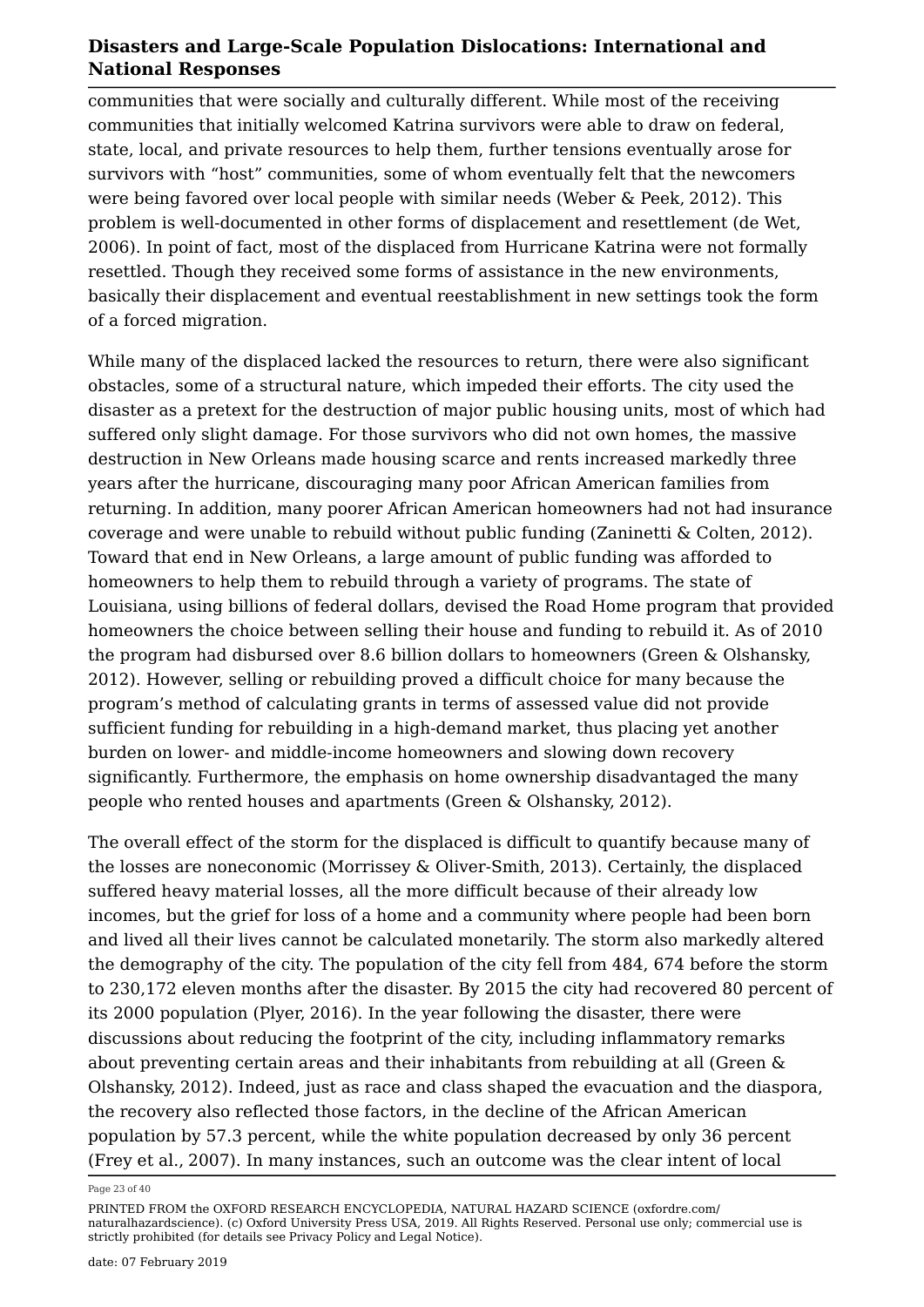communities that were socially and culturally different. While most of the receiving communities that initially welcomed Katrina survivors were able to draw on federal, state, local, and private resources to help them, further tensions eventually arose for survivors with “host” communities, some of whom eventually felt that the newcomers were being favored over local people with similar needs (Weber & Peek, 2012). This problem is well-documented in other forms of displacement and resettlement (de Wet, 2006). In point of fact, most of the displaced from Hurricane Katrina were not formally resettled. Though they received some forms of assistance in the new environments, basically their displacement and eventual reestablishment in new settings took the form of a forced migration.

While many of the displaced lacked the resources to return, there were also significant obstacles, some of a structural nature, which impeded their efforts. The city used the disaster as a pretext for the destruction of major public housing units, most of which had suffered only slight damage. For those survivors who did not own homes, the massive destruction in New Orleans made housing scarce and rents increased markedly three years after the hurricane, discouraging many poor African American families from returning. In addition, many poorer African American homeowners had not had insurance coverage and were unable to rebuild without public funding (Zaninetti & Colten, 2012). Toward that end in New Orleans, a large amount of public funding was afforded to homeowners to help them to rebuild through a variety of programs. The state of Louisiana, using billions of federal dollars, devised the Road Home program that provided homeowners the choice between selling their house and funding to rebuild it. As of 2010 the program had disbursed over 8.6 billion dollars to homeowners (Green & Olshansky, 2012). However, selling or rebuilding proved a difficult choice for many because the program’s method of calculating grants in terms of assessed value did not provide sufficient funding for rebuilding in a high-demand market, thus placing yet another burden on lower- and middle-income homeowners and slowing down recovery significantly. Furthermore, the emphasis on home ownership disadvantaged the many people who rented houses and apartments (Green & Olshansky, 2012).

The overall effect of the storm for the displaced is difficult to quantify because many of the losses are noneconomic (Morrissey & Oliver-Smith, 2013). Certainly, the displaced suffered heavy material losses, all the more difficult because of their already low incomes, but the grief for loss of a home and a community where people had been born and lived all their lives cannot be calculated monetarily. The storm also markedly altered the demography of the city. The population of the city fell from 484, 674 before the storm to 230,172 eleven months after the disaster. By 2015 the city had recovered 80 percent of its 2000 population (Plyer, 2016). In the year following the disaster, there were discussions about reducing the footprint of the city, including inflammatory remarks about preventing certain areas and their inhabitants from rebuilding at all (Green & Olshansky, 2012). Indeed, just as race and class shaped the evacuation and the diaspora, the recovery also reflected those factors, in the decline of the African American population by 57.3 percent, while the white population decreased by only 36 percent (Frey et al., 2007). In many instances, such an outcome was the clear intent of local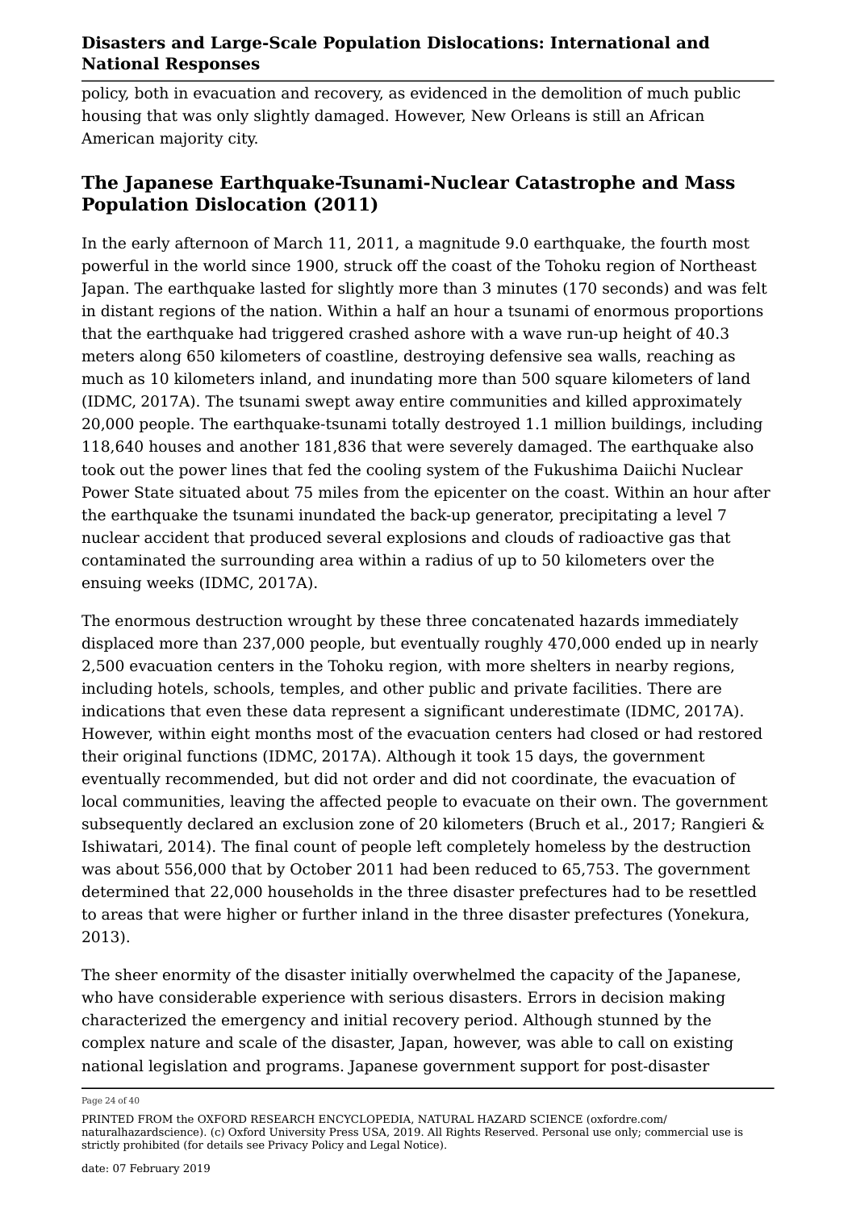policy, both in evacuation and recovery, as evidenced in the demolition of much public housing that was only slightly damaged. However, New Orleans is still an African American majority city.

## The Japanese Earthquake-Tsunami-Nuclear Catastrophe and Mass Population Dislocation (2011)

In the early afternoon of March 11, 2011, a magnitude 9.0 earthquake, the fourth most powerful in the world since 1900, struck off the coast of the Tohoku region of Northeast Japan. The earthquake lasted for slightly more than 3 minutes (170 seconds) and was felt in distant regions of the nation. Within a half an hour a tsunami of enormous proportions that the earthquake had triggered crashed ashore with a wave run-up height of 40.3 meters along 650 kilometers of coastline, destroying defensive sea walls, reaching as much as 10 kilometers inland, and inundating more than 500 square kilometers of land (IDMC, 2017A). The tsunami swept away entire communities and killed approximately 20,000 people. The earthquake-tsunami totally destroyed 1.1 million buildings, including 118,640 houses and another 181,836 that were severely damaged. The earthquake also took out the power lines that fed the cooling system of the Fukushima Daiichi Nuclear Power State situated about 75 miles from the epicenter on the coast. Within an hour after the earthquake the tsunami inundated the back-up generator, precipitating a level 7 nuclear accident that produced several explosions and clouds of radioactive gas that contaminated the surrounding area within a radius of up to 50 kilometers over the ensuing weeks (IDMC, 2017A).

The enormous destruction wrought by these three concatenated hazards immediately displaced more than 237,000 people, but eventually roughly 470,000 ended up in nearly 2,500 evacuation centers in the Tohoku region, with more shelters in nearby regions, including hotels, schools, temples, and other public and private facilities. There are indications that even these data represent a significant underestimate (IDMC, 2017A). However, within eight months most of the evacuation centers had closed or had restored their original functions (IDMC, 2017A). Although it took 15 days, the government eventually recommended, but did not order and did not coordinate, the evacuation of local communities, leaving the affected people to evacuate on their own. The government subsequently declared an exclusion zone of 20 kilometers (Bruch et al., 2017; Rangieri & Ishiwatari, 2014). The final count of people left completely homeless by the destruction was about 556,000 that by October 2011 had been reduced to 65,753. The government determined that 22,000 households in the three disaster prefectures had to be resettled to areas that were higher or further inland in the three disaster prefectures (Yonekura, 2013).

The sheer enormity of the disaster initially overwhelmed the capacity of the Japanese, who have considerable experience with serious disasters. Errors in decision making characterized the emergency and initial recovery period. Although stunned by the complex nature and scale of the disaster, Japan, however, was able to call on existing national legislation and programs. Japanese government support for post-disaster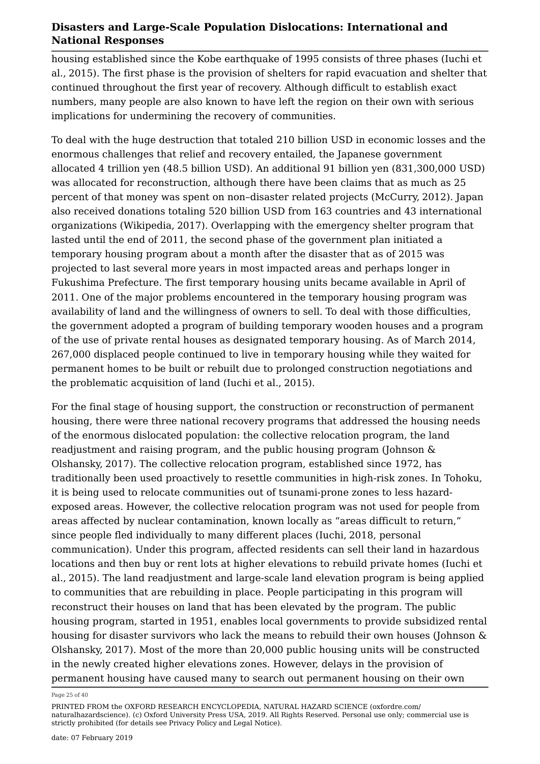housing established since the Kobe earthquake of 1995 consists of three phases (Iuchi et al., 2015). The first phase is the provision of shelters for rapid evacuation and shelter that continued throughout the first year of recovery. Although difficult to establish exact numbers, many people are also known to have left the region on their own with serious implications for undermining the recovery of communities.

To deal with the huge destruction that totaled 210 billion USD in economic losses and the enormous challenges that relief and recovery entailed, the Japanese government allocated 4 trillion yen (48.5 billion USD). An additional 91 billion yen (831,300,000 USD) was allocated for reconstruction, although there have been claims that as much as 25 percent of that money was spent on non–disaster related projects (McCurry, 2012). Japan also received donations totaling 520 billion USD from 163 countries and 43 international organizations (Wikipedia, 2017). Overlapping with the emergency shelter program that lasted until the end of 2011, the second phase of the government plan initiated a temporary housing program about a month after the disaster that as of 2015 was projected to last several more years in most impacted areas and perhaps longer in Fukushima Prefecture. The first temporary housing units became available in April of 2011. One of the major problems encountered in the temporary housing program was availability of land and the willingness of owners to sell. To deal with those difficulties, the government adopted a program of building temporary wooden houses and a program of the use of private rental houses as designated temporary housing. As of March 2014, 267,000 displaced people continued to live in temporary housing while they waited for permanent homes to be built or rebuilt due to prolonged construction negotiations and the problematic acquisition of land (Iuchi et al., 2015).

For the final stage of housing support, the construction or reconstruction of permanent housing, there were three national recovery programs that addressed the housing needs of the enormous dislocated population: the collective relocation program, the land readjustment and raising program, and the public housing program (Johnson & Olshansky, 2017). The collective relocation program, established since 1972, has traditionally been used proactively to resettle communities in high-risk zones. In Tohoku, it is being used to relocate communities out of tsunami-prone zones to less hazard-exposed areas. However, the collective relocation program was not used for people from areas affected by nuclear contamination, known locally as “areas difficult to return,” since people fled individually to many different places (Iuchi, 2018, personal communication). Under this program, affected residents can sell their land in hazardous locations and then buy or rent lots at higher elevations to rebuild private homes (Iuchi et al., 2015). The land readjustment and large-scale land elevation program is being applied to communities that are rebuilding in place. People participating in this program will reconstruct their houses on land that has been elevated by the program. The public housing program, started in 1951, enables local governments to provide subsidized rental housing for disaster survivors who lack the means to rebuild their own houses (Johnson & Olshansky, 2017). Most of the more than 20,000 public housing units will be constructed in the newly created higher elevations zones. However, delays in the provision of permanent housing have caused many to search out permanent housing on their own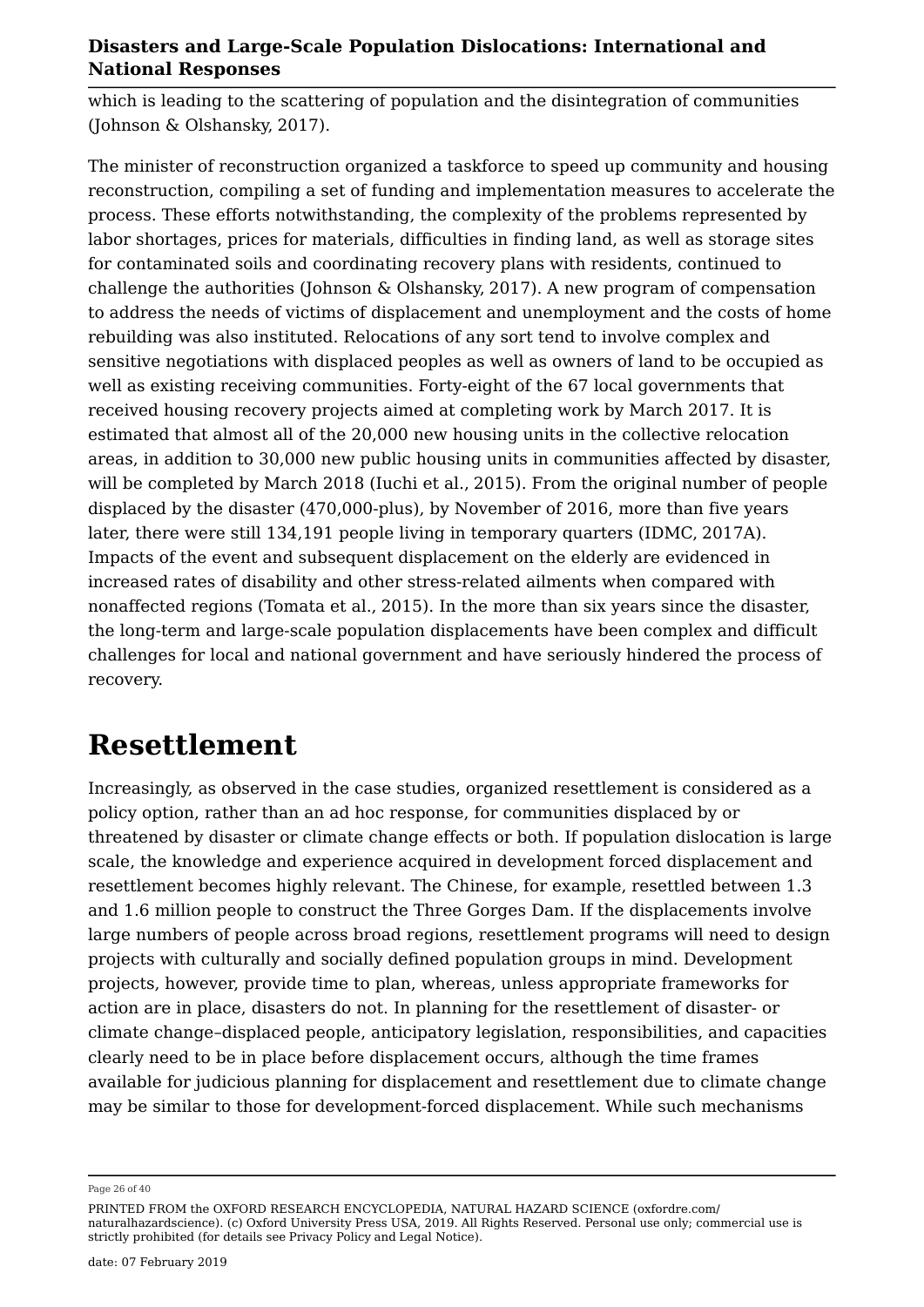which is leading to the scattering of population and the disintegration of communities (Johnson & Olshansky, 2017).

The minister of reconstruction organized a taskforce to speed up community and housing reconstruction, compiling a set of funding and implementation measures to accelerate the process. These efforts notwithstanding, the complexity of the problems represented by labor shortages, prices for materials, difficulties in finding land, as well as storage sites for contaminated soils and coordinating recovery plans with residents, continued to challenge the authorities (Johnson & Olshansky, 2017). A new program of compensation to address the needs of victims of displacement and unemployment and the costs of home rebuilding was also instituted. Relocations of any sort tend to involve complex and sensitive negotiations with displaced peoples as well as owners of land to be occupied as well as existing receiving communities. Forty-eight of the 67 local governments that received housing recovery projects aimed at completing work by March 2017. It is estimated that almost all of the 20,000 new housing units in the collective relocation areas, in addition to 30,000 new public housing units in communities affected by disaster, will be completed by March 2018 (Iuchi et al., 2015). From the original number of people displaced by the disaster (470,000-plus), by November of 2016, more than five years later, there were still 134,191 people living in temporary quarters (IDMC, 2017A). Impacts of the event and subsequent displacement on the elderly are evidenced in increased rates of disability and other stress-related ailments when compared with nonaffected regions (Tomata et al., 2015). In the more than six years since the disaster, the long-term and large-scale population displacements have been complex and difficult challenges for local and national government and have seriously hindered the process of recovery.

# Resettlement

Increasingly, as observed in the case studies, organized resettlement is considered as a policy option, rather than an ad hoc response, for communities displaced by or threatened by disaster or climate change effects or both. If population dislocation is large scale, the knowledge and experience acquired in development forced displacement and resettlement becomes highly relevant. The Chinese, for example, resettled between 1.3 and 1.6 million people to construct the Three Gorges Dam. If the displacements involve large numbers of people across broad regions, resettlement programs will need to design projects with culturally and socially defined population groups in mind. Development projects, however, provide time to plan, whereas, unless appropriate frameworks for action are in place, disasters do not. In planning for the resettlement of disaster- or climate change–displaced people, anticipatory legislation, responsibilities, and capacities clearly need to be in place before displacement occurs, although the time frames available for judicious planning for displacement and resettlement due to climate change may be similar to those for development-forced displacement. While such mechanisms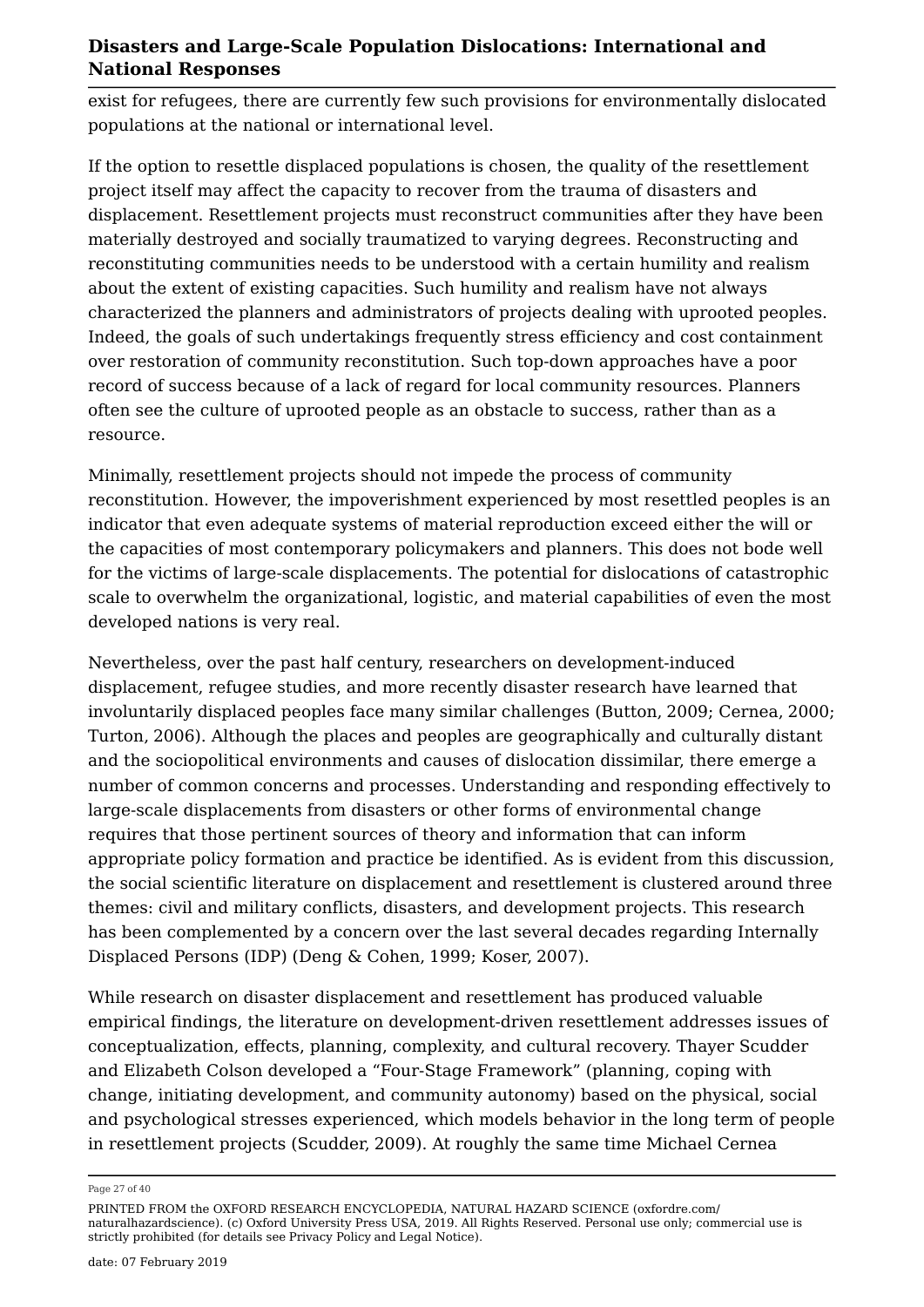exist for refugees, there are currently few such provisions for environmentally dislocated populations at the national or international level.

If the option to resettle displaced populations is chosen, the quality of the resettlement project itself may affect the capacity to recover from the trauma of disasters and displacement. Resettlement projects must reconstruct communities after they have been materially destroyed and socially traumatized to varying degrees. Reconstructing and reconstituting communities needs to be understood with a certain humility and realism about the extent of existing capacities. Such humility and realism have not always characterized the planners and administrators of projects dealing with uprooted peoples. Indeed, the goals of such undertakings frequently stress efficiency and cost containment over restoration of community reconstitution. Such top-down approaches have a poor record of success because of a lack of regard for local community resources. Planners often see the culture of uprooted people as an obstacle to success, rather than as a resource.

Minimally, resettlement projects should not impede the process of community reconstitution. However, the impoverishment experienced by most resettled peoples is an indicator that even adequate systems of material reproduction exceed either the will or the capacities of most contemporary policymakers and planners. This does not bode well for the victims of large-scale displacements. The potential for dislocations of catastrophic scale to overwhelm the organizational, logistic, and material capabilities of even the most developed nations is very real.

Nevertheless, over the past half century, researchers on development-induced displacement, refugee studies, and more recently disaster research have learned that involuntarily displaced peoples face many similar challenges (Button, 2009; Cernea, 2000; Turton, 2006). Although the places and peoples are geographically and culturally distant and the sociopolitical environments and causes of dislocation dissimilar, there emerge a number of common concerns and processes. Understanding and responding effectively to large-scale displacements from disasters or other forms of environmental change requires that those pertinent sources of theory and information that can inform appropriate policy formation and practice be identified. As is evident from this discussion, the social scientific literature on displacement and resettlement is clustered around three themes: civil and military conflicts, disasters, and development projects. This research has been complemented by a concern over the last several decades regarding Internally Displaced Persons (IDP) (Deng & Cohen, 1999; Koser, 2007).

While research on disaster displacement and resettlement has produced valuable empirical findings, the literature on development-driven resettlement addresses issues of conceptualization, effects, planning, complexity, and cultural recovery. Thayer Scudder and Elizabeth Colson developed a “Four-Stage Framework” (planning, coping with change, initiating development, and community autonomy) based on the physical, social and psychological stresses experienced, which models behavior in the long term of people in resettlement projects (Scudder, 2009). At roughly the same time Michael Cernea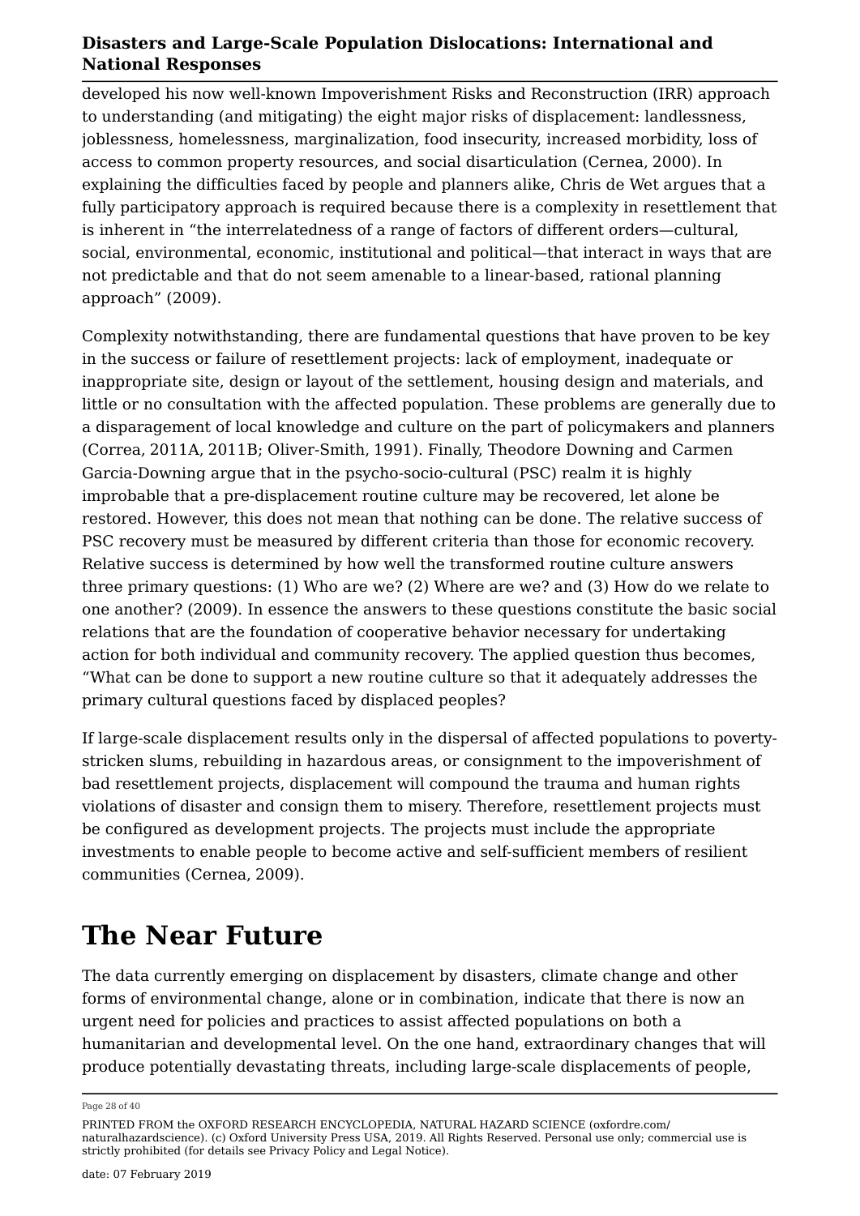developed his now well-known Impoverishment Risks and Reconstruction (IRR) approach to understanding (and mitigating) the eight major risks of displacement: landlessness, joblessness, homelessness, marginalization, food insecurity, increased morbidity, loss of access to common property resources, and social disarticulation (Cernea, 2000). In explaining the difficulties faced by people and planners alike, Chris de Wet argues that a fully participatory approach is required because there is a complexity in resettlement that is inherent in "the interrelatedness of a range of factors of different orders—cultural, social, environmental, economic, institutional and political—that interact in ways that are not predictable and that do not seem amenable to a linear-based, rational planning approach" (2009).

Complexity notwithstanding, there are fundamental questions that have proven to be key in the success or failure of resettlement projects: lack of employment, inadequate or inappropriate site, design or layout of the settlement, housing design and materials, and little or no consultation with the affected population. These problems are generally due to a disparagement of local knowledge and culture on the part of policymakers and planners (Correa, 2011A, 2011B; Oliver-Smith, 1991). Finally, Theodore Downing and Carmen Garcia-Downing argue that in the psycho-socio-cultural (PSC) realm it is highly improbable that a pre-displacement routine culture may be recovered, let alone be restored. However, this does not mean that nothing can be done. The relative success of PSC recovery must be measured by different criteria than those for economic recovery. Relative success is determined by how well the transformed routine culture answers three primary questions: (1) Who are we? (2) Where are we? and (3) How do we relate to one another? (2009). In essence the answers to these questions constitute the basic social relations that are the foundation of cooperative behavior necessary for undertaking action for both individual and community recovery. The applied question thus becomes, "What can be done to support a new routine culture so that it adequately addresses the primary cultural questions faced by displaced peoples?

If large-scale displacement results only in the dispersal of affected populations to poverty-stricken slums, rebuilding in hazardous areas, or consignment to the impoverishment of bad resettlement projects, displacement will compound the trauma and human rights violations of disaster and consign them to misery. Therefore, resettlement projects must be configured as development projects. The projects must include the appropriate investments to enable people to become active and self-sufficient members of resilient communities (Cernea, 2009).

# The Near Future

The data currently emerging on displacement by disasters, climate change and other forms of environmental change, alone or in combination, indicate that there is now an urgent need for policies and practices to assist affected populations on both a humanitarian and developmental level. On the one hand, extraordinary changes that will produce potentially devastating threats, including large-scale displacements of people,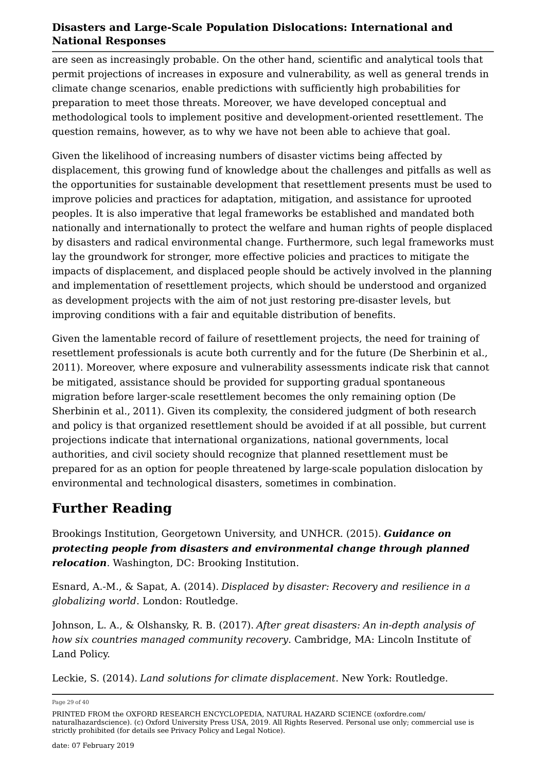are seen as increasingly probable. On the other hand, scientific and analytical tools that permit projections of increases in exposure and vulnerability, as well as general trends in climate change scenarios, enable predictions with sufficiently high probabilities for preparation to meet those threats. Moreover, we have developed conceptual and methodological tools to implement positive and development-oriented resettlement. The question remains, however, as to why we have not been able to achieve that goal.

Given the likelihood of increasing numbers of disaster victims being affected by displacement, this growing fund of knowledge about the challenges and pitfalls as well as the opportunities for sustainable development that resettlement presents must be used to improve policies and practices for adaptation, mitigation, and assistance for uprooted peoples. It is also imperative that legal frameworks be established and mandated both nationally and internationally to protect the welfare and human rights of people displaced by disasters and radical environmental change. Furthermore, such legal frameworks must lay the groundwork for stronger, more effective policies and practices to mitigate the impacts of displacement, and displaced people should be actively involved in the planning and implementation of resettlement projects, which should be understood and organized as development projects with the aim of not just restoring pre-disaster levels, but improving conditions with a fair and equitable distribution of benefits.

Given the lamentable record of failure of resettlement projects, the need for training of resettlement professionals is acute both currently and for the future (De Sherbinin et al., 2011). Moreover, where exposure and vulnerability assessments indicate risk that cannot be mitigated, assistance should be provided for supporting gradual spontaneous migration before larger-scale resettlement becomes the only remaining option (De Sherbinin et al., 2011). Given its complexity, the considered judgment of both research and policy is that organized resettlement should be avoided if at all possible, but current projections indicate that international organizations, national governments, local authorities, and civil society should recognize that planned resettlement must be prepared for as an option for people threatened by large-scale population dislocation by environmental and technological disasters, sometimes in combination.

## Further Reading

Brookings Institution, Georgetown University, and UNHCR. (2015). ***Guidance on protecting people from disasters and environmental change through planned relocation***. Washington, DC: Brooking Institution.

Esnard, A.-M., & Sapat, A. (2014). *Displaced by disaster: Recovery and resilience in a globalizing world*. London: Routledge.

Johnson, L. A., & Olshansky, R. B. (2017). *After great disasters: An in-depth analysis of how six countries managed community recovery*. Cambridge, MA: Lincoln Institute of Land Policy.

Leckie, S. (2014). *Land solutions for climate displacement*. New York: Routledge.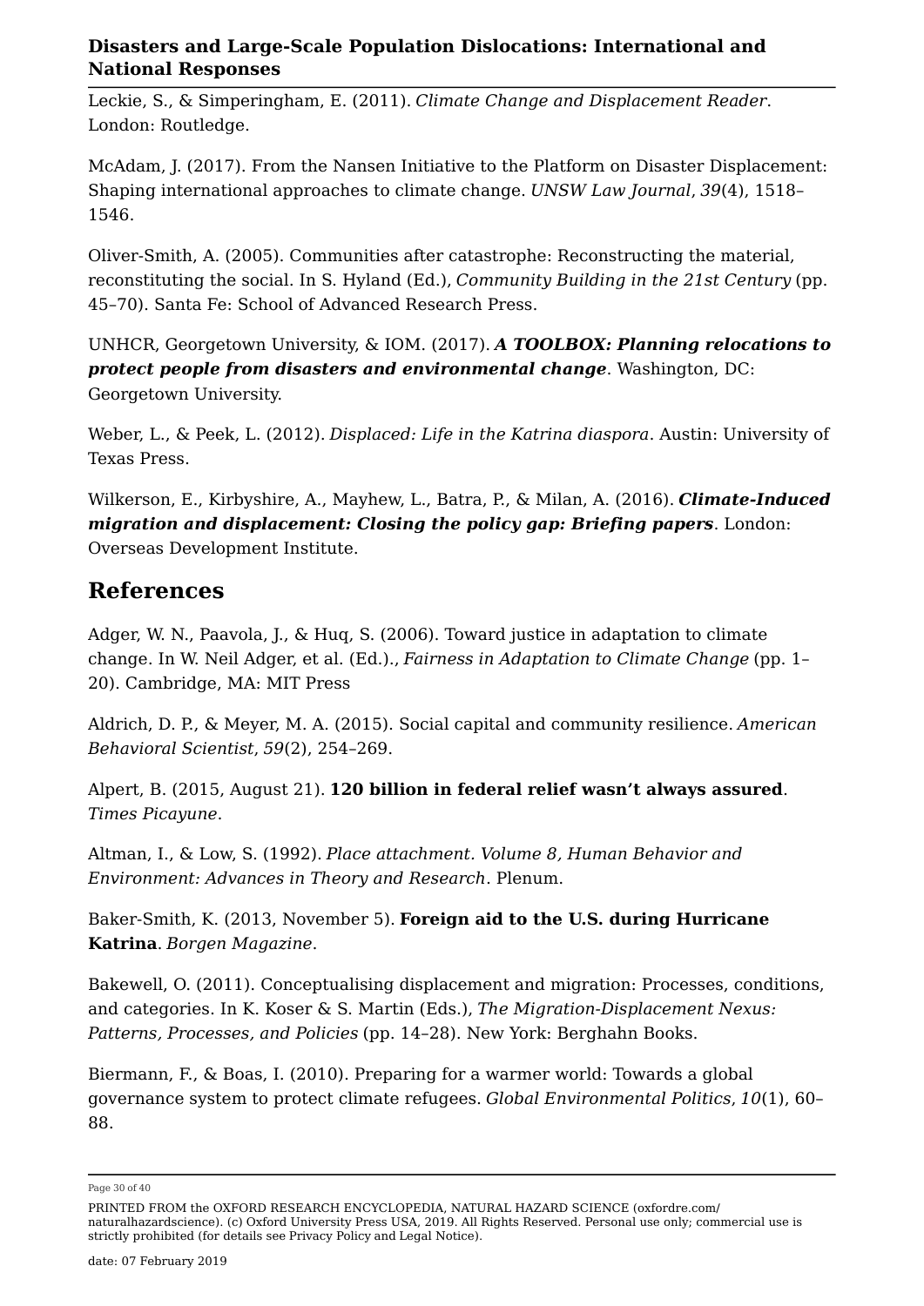Leckie, S., & Simperingham, E. (2011). *Climate Change and Displacement Reader*. London: Routledge.

McAdam, J. (2017). From the Nansen Initiative to the Platform on Disaster Displacement: Shaping international approaches to climate change. *UNSW Law Journal*, *39*(4), 1518–1546.

Oliver-Smith, A. (2005). Communities after catastrophe: Reconstructing the material, reconstituting the social. In S. Hyland (Ed.), *Community Building in the 21st Century* (pp. 45–70). Santa Fe: School of Advanced Research Press.

UNHCR, Georgetown University, & IOM. (2017). ***A TOOLBOX: Planning relocations to protect people from disasters and environmental change***. Washington, DC: Georgetown University.

Weber, L., & Peek, L. (2012). *Displaced: Life in the Katrina diaspora*. Austin: University of Texas Press.

Wilkerson, E., Kirbyshire, A., Mayhew, L., Batra, P., & Milan, A. (2016). ***Climate-Induced migration and displacement: Closing the policy gap: Briefing papers***. London: Overseas Development Institute.

## References

Adger, W. N., Paavola, J., & Huq, S. (2006). Toward justice in adaptation to climate change. In W. Neil Adger, et al. (Ed.)., *Fairness in Adaptation to Climate Change* (pp. 1–20). Cambridge, MA: MIT Press

Aldrich, D. P., & Meyer, M. A. (2015). Social capital and community resilience. *American Behavioral Scientist*, *59*(2), 254–269.

Alpert, B. (2015, August 21). **120 billion in federal relief wasn't always assured**. *Times Picayune*.

Altman, I., & Low, S. (1992). *Place attachment. Volume 8, Human Behavior and Environment: Advances in Theory and Research*. Plenum.

Baker-Smith, K. (2013, November 5). **Foreign aid to the U.S. during Hurricane Katrina**. *Borgen Magazine*.

Bakewell, O. (2011). Conceptualising displacement and migration: Processes, conditions, and categories. In K. Koser & S. Martin (Eds.), *The Migration-Displacement Nexus: Patterns, Processes, and Policies* (pp. 14–28). New York: Berghahn Books.

Biermann, F., & Boas, I. (2010). Preparing for a warmer world: Towards a global governance system to protect climate refugees. *Global Environmental Politics*, *10*(1), 60–88.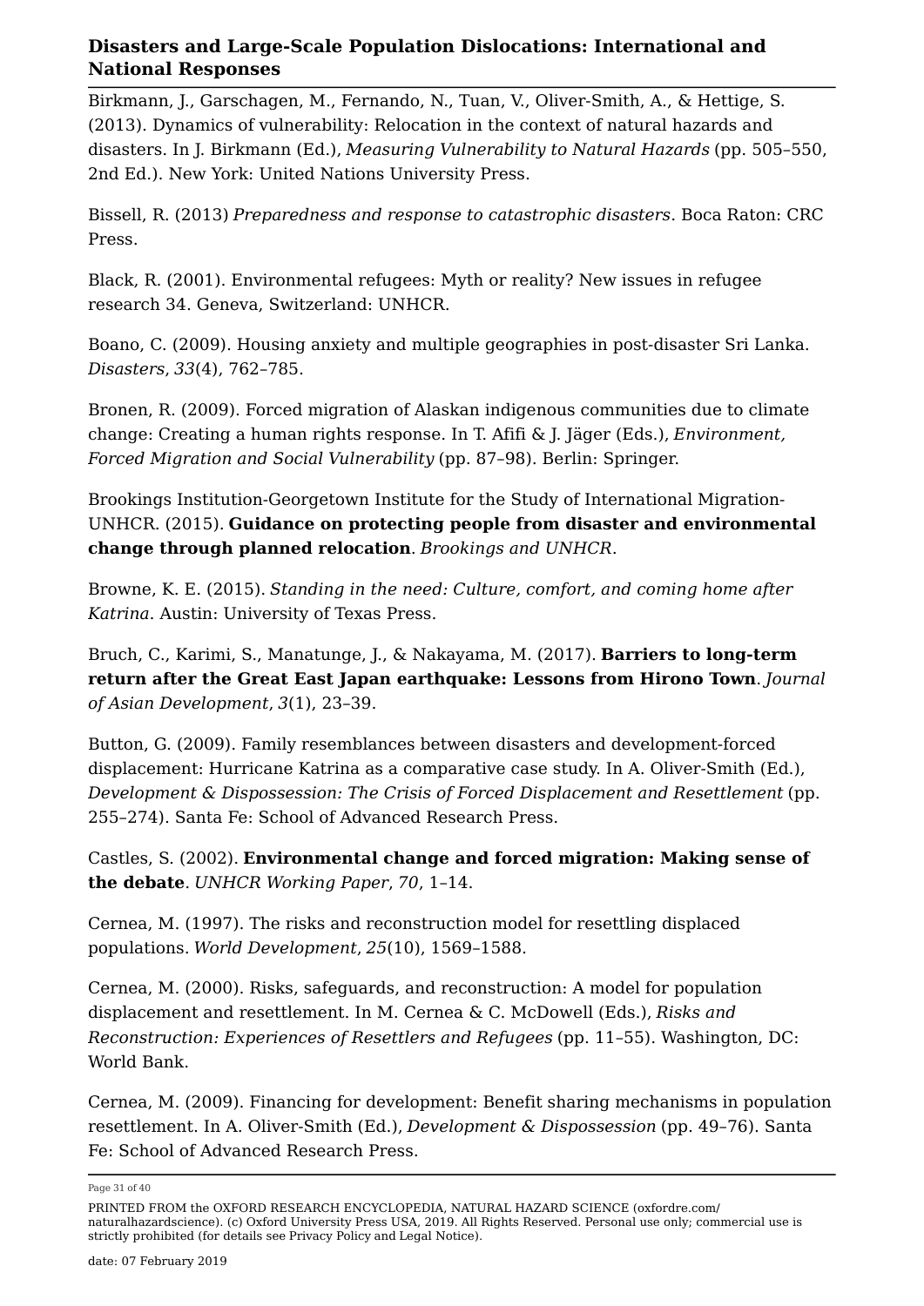Birkmann, J., Garschagen, M., Fernando, N., Tuan, V., Oliver-Smith, A., & Hettige, S. (2013). Dynamics of vulnerability: Relocation in the context of natural hazards and disasters. In J. Birkmann (Ed.), *Measuring Vulnerability to Natural Hazards* (pp. 505–550, 2nd Ed.). New York: United Nations University Press.

Bissell, R. (2013) *Preparedness and response to catastrophic disasters*. Boca Raton: CRC Press.

Black, R. (2001). Environmental refugees: Myth or reality? New issues in refugee research 34. Geneva, Switzerland: UNHCR.

Boano, C. (2009). Housing anxiety and multiple geographies in post-disaster Sri Lanka. *Disasters*, *33*(4), 762–785.

Bronen, R. (2009). Forced migration of Alaskan indigenous communities due to climate change: Creating a human rights response. In T. Afifi & J. Jäger (Eds.), *Environment, Forced Migration and Social Vulnerability* (pp. 87–98). Berlin: Springer.

Brookings Institution-Georgetown Institute for the Study of International Migration-UNHCR. (2015). **Guidance on protecting people from disaster and environmental change through planned relocation**. *Brookings and UNHCR*.

Browne, K. E. (2015). *Standing in the need: Culture, comfort, and coming home after Katrina*. Austin: University of Texas Press.

Bruch, C., Karimi, S., Manatunge, J., & Nakayama, M. (2017). **Barriers to long-term return after the Great East Japan earthquake: Lessons from Hirono Town**. *Journal of Asian Development*, *3*(1), 23–39.

Button, G. (2009). Family resemblances between disasters and development-forced displacement: Hurricane Katrina as a comparative case study. In A. Oliver-Smith (Ed.), *Development & Dispossession: The Crisis of Forced Displacement and Resettlement* (pp. 255–274). Santa Fe: School of Advanced Research Press.

Castles, S. (2002). **Environmental change and forced migration: Making sense of the debate**. *UNHCR Working Paper*, *70*, 1–14.

Cernea, M. (1997). The risks and reconstruction model for resettling displaced populations. *World Development*, *25*(10), 1569–1588.

Cernea, M. (2000). Risks, safeguards, and reconstruction: A model for population displacement and resettlement. In M. Cernea & C. McDowell (Eds.), *Risks and Reconstruction: Experiences of Resettlers and Refugees* (pp. 11–55). Washington, DC: World Bank.

Cernea, M. (2009). Financing for development: Benefit sharing mechanisms in population resettlement. In A. Oliver-Smith (Ed.), *Development & Dispossession* (pp. 49–76). Santa Fe: School of Advanced Research Press.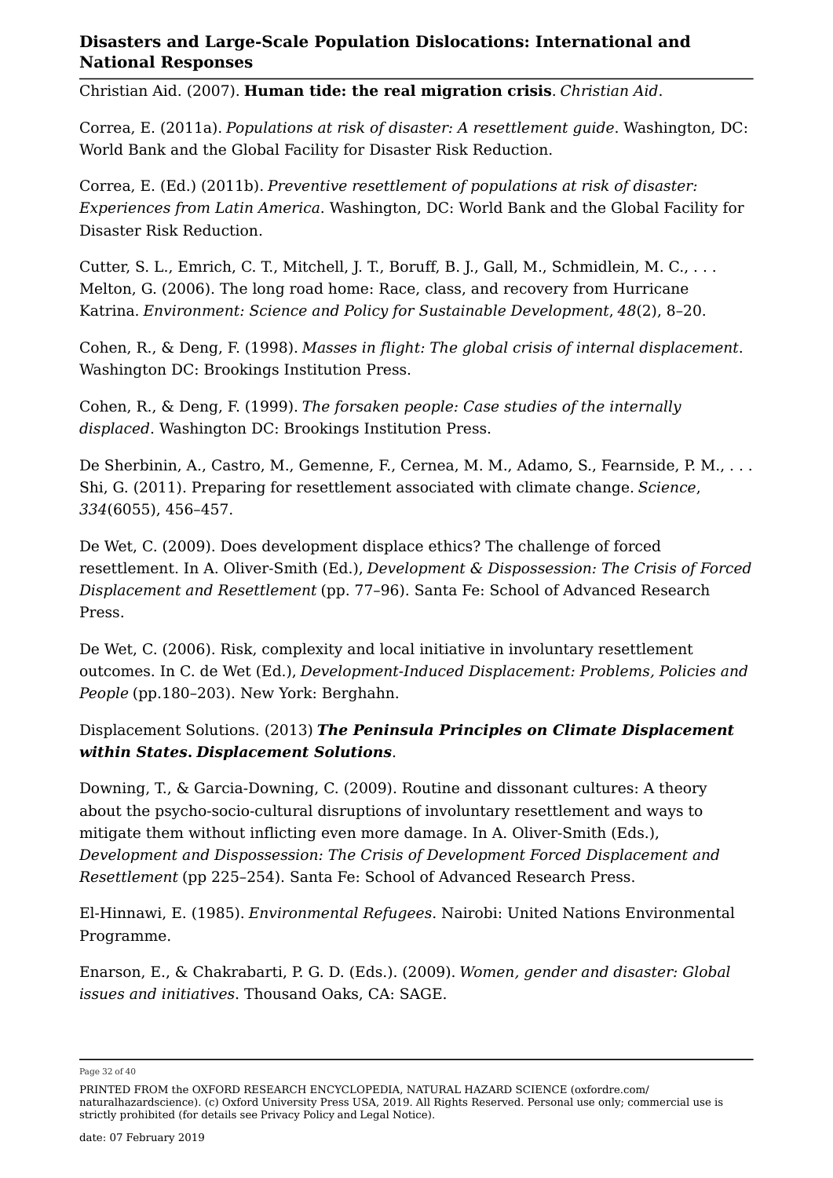Christian Aid. (2007). **Human tide: the real migration crisis**. *Christian Aid*.

Correa, E. (2011a). *Populations at risk of disaster: A resettlement guide*. Washington, DC: World Bank and the Global Facility for Disaster Risk Reduction.

Correa, E. (Ed.) (2011b). *Preventive resettlement of populations at risk of disaster: Experiences from Latin America*. Washington, DC: World Bank and the Global Facility for Disaster Risk Reduction.

Cutter, S. L., Emrich, C. T., Mitchell, J. T., Boruff, B. J., Gall, M., Schmidlein, M. C., . . . Melton, G. (2006). The long road home: Race, class, and recovery from Hurricane Katrina. *Environment: Science and Policy for Sustainable Development*, *48*(2), 8–20.

Cohen, R., & Deng, F. (1998). *Masses in flight: The global crisis of internal displacement*. Washington DC: Brookings Institution Press.

Cohen, R., & Deng, F. (1999). *The forsaken people: Case studies of the internally displaced*. Washington DC: Brookings Institution Press.

De Sherbinin, A., Castro, M., Gemenne, F., Cernea, M. M., Adamo, S., Fearnside, P. M., . . . Shi, G. (2011). Preparing for resettlement associated with climate change. *Science*, *334*(6055), 456–457.

De Wet, C. (2009). Does development displace ethics? The challenge of forced resettlement. In A. Oliver-Smith (Ed.), *Development & Dispossession: The Crisis of Forced Displacement and Resettlement* (pp. 77–96). Santa Fe: School of Advanced Research Press.

De Wet, C. (2006). Risk, complexity and local initiative in involuntary resettlement outcomes. In C. de Wet (Ed.), *Development-Induced Displacement: Problems, Policies and People* (pp.180–203). New York: Berghahn.

Displacement Solutions. (2013) ***The Peninsula Principles on Climate Displacement within States. Displacement Solutions***.

Downing, T., & Garcia-Downing, C. (2009). Routine and dissonant cultures: A theory about the psycho-socio-cultural disruptions of involuntary resettlement and ways to mitigate them without inflicting even more damage. In A. Oliver-Smith (Eds.), *Development and Dispossession: The Crisis of Development Forced Displacement and Resettlement* (pp 225–254). Santa Fe: School of Advanced Research Press.

El-Hinnawi, E. (1985). *Environmental Refugees*. Nairobi: United Nations Environmental Programme.

Enarson, E., & Chakrabarti, P. G. D. (Eds.). (2009). *Women, gender and disaster: Global issues and initiatives*. Thousand Oaks, CA: SAGE.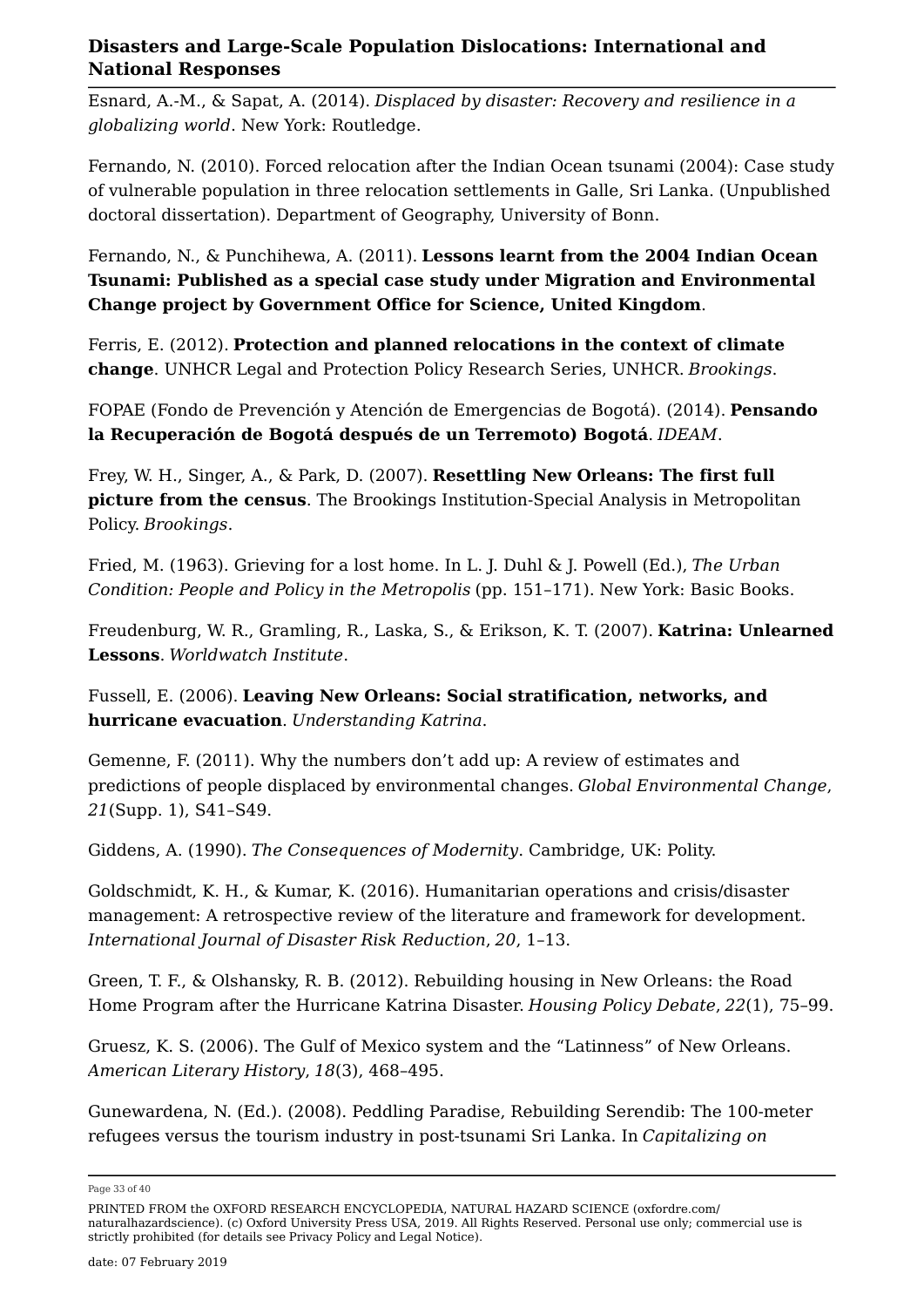Esnard, A.-M., & Sapat, A. (2014). *Displaced by disaster: Recovery and resilience in a globalizing world*. New York: Routledge.

Fernando, N. (2010). Forced relocation after the Indian Ocean tsunami (2004): Case study of vulnerable population in three relocation settlements in Galle, Sri Lanka. (Unpublished doctoral dissertation). Department of Geography, University of Bonn.

Fernando, N., & Punchihewa, A. (2011). **Lessons learnt from the 2004 Indian Ocean Tsunami: Published as a special case study under Migration and Environmental Change project by Government Office for Science, United Kingdom**.

Ferris, E. (2012). **Protection and planned relocations in the context of climate change**. UNHCR Legal and Protection Policy Research Series, UNHCR. *Brookings*.

FOPAE (Fondo de Prevención y Atención de Emergencias de Bogotá). (2014). **Pensando la Recuperación de Bogotá después de un Terremoto) Bogotá**. *IDEAM*.

Frey, W. H., Singer, A., & Park, D. (2007). **Resettling New Orleans: The first full picture from the census**. The Brookings Institution-Special Analysis in Metropolitan Policy. *Brookings*.

Fried, M. (1963). Grieving for a lost home. In L. J. Duhl & J. Powell (Ed.), *The Urban Condition: People and Policy in the Metropolis* (pp. 151–171). New York: Basic Books.

Freudenburg, W. R., Gramling, R., Laska, S., & Erikson, K. T. (2007). **Katrina: Unlearned Lessons**. *Worldwatch Institute*.

Fussell, E. (2006). **Leaving New Orleans: Social stratification, networks, and hurricane evacuation**. *Understanding Katrina*.

Gemenne, F. (2011). Why the numbers don't add up: A review of estimates and predictions of people displaced by environmental changes. *Global Environmental Change*, *21*(Supp. 1), S41–S49.

Giddens, A. (1990). *The Consequences of Modernity*. Cambridge, UK: Polity.

Goldschmidt, K. H., & Kumar, K. (2016). Humanitarian operations and crisis/disaster management: A retrospective review of the literature and framework for development. *International Journal of Disaster Risk Reduction*, *20*, 1–13.

Green, T. F., & Olshansky, R. B. (2012). Rebuilding housing in New Orleans: the Road Home Program after the Hurricane Katrina Disaster. *Housing Policy Debate*, *22*(1), 75–99.

Gruesz, K. S. (2006). The Gulf of Mexico system and the "Latinness" of New Orleans. *American Literary History*, *18*(3), 468–495.

Gunewardena, N. (Ed.). (2008). Peddling Paradise, Rebuilding Serendib: The 100-meter refugees versus the tourism industry in post-tsunami Sri Lanka. In *Capitalizing on*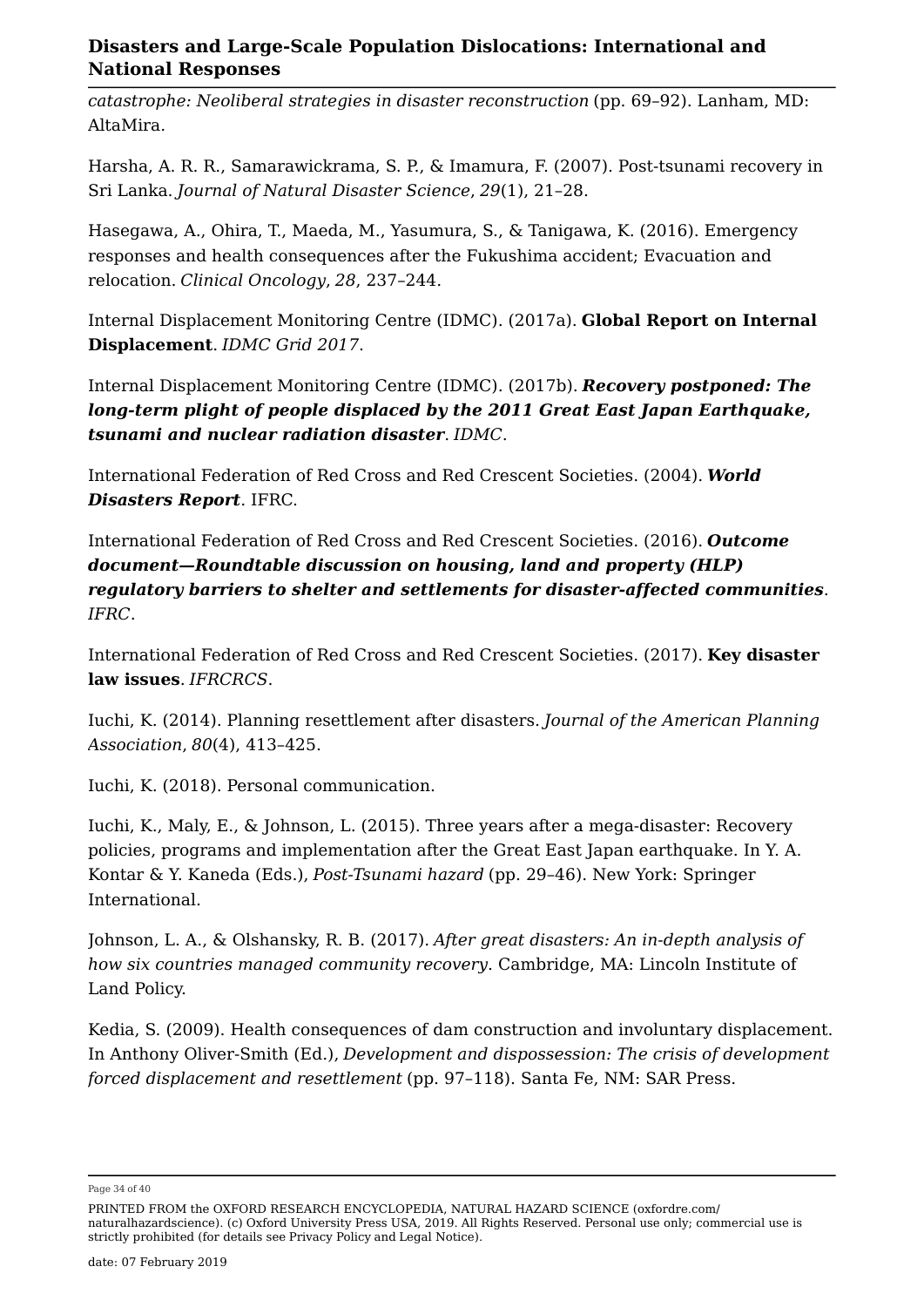*catastrophe: Neoliberal strategies in disaster reconstruction* (pp. 69–92). Lanham, MD: AltaMira.

Harsha, A. R. R., Samarawickrama, S. P., & Imamura, F. (2007). Post-tsunami recovery in Sri Lanka. *Journal of Natural Disaster Science*, *29*(1), 21–28.

Hasegawa, A., Ohira, T., Maeda, M., Yasumura, S., & Tanigawa, K. (2016). Emergency responses and health consequences after the Fukushima accident; Evacuation and relocation. *Clinical Oncology*, *28*, 237–244.

Internal Displacement Monitoring Centre (IDMC). (2017a). **Global Report on Internal Displacement**. *IDMC Grid 2017*.

Internal Displacement Monitoring Centre (IDMC). (2017b). ***Recovery postponed: The long-term plight of people displaced by the 2011 Great East Japan Earthquake, tsunami and nuclear radiation disaster***. *IDMC*.

International Federation of Red Cross and Red Crescent Societies. (2004). ***World Disasters Report***. IFRC.

International Federation of Red Cross and Red Crescent Societies. (2016). ***Outcome document—Roundtable discussion on housing, land and property (HLP) regulatory barriers to shelter and settlements for disaster-affected communities***. *IFRC*.

International Federation of Red Cross and Red Crescent Societies. (2017). **Key disaster law issues**. *IFRCRCS*.

Iuchi, K. (2014). Planning resettlement after disasters. *Journal of the American Planning Association*, *80*(4), 413–425.

Iuchi, K. (2018). Personal communication.

Iuchi, K., Maly, E., & Johnson, L. (2015). Three years after a mega-disaster: Recovery policies, programs and implementation after the Great East Japan earthquake. In Y. A. Kontar & Y. Kaneda (Eds.), *Post-Tsunami hazard* (pp. 29–46). New York: Springer International.

Johnson, L. A., & Olshansky, R. B. (2017). *After great disasters: An in-depth analysis of how six countries managed community recovery*. Cambridge, MA: Lincoln Institute of Land Policy.

Kedia, S. (2009). Health consequences of dam construction and involuntary displacement. In Anthony Oliver-Smith (Ed.), *Development and dispossession: The crisis of development forced displacement and resettlement* (pp. 97–118). Santa Fe, NM: SAR Press.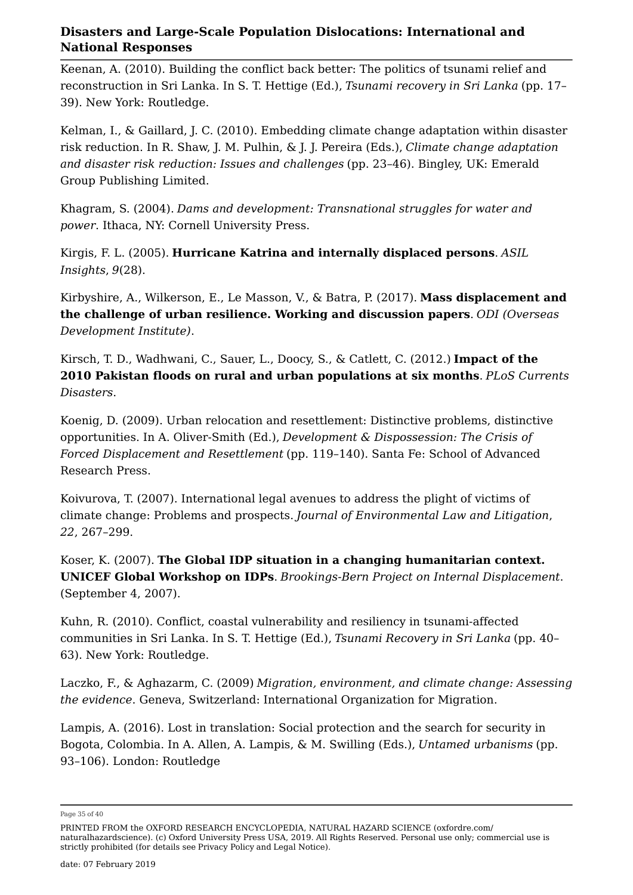Keenan, A. (2010). Building the conflict back better: The politics of tsunami relief and reconstruction in Sri Lanka. In S. T. Hettige (Ed.), *Tsunami recovery in Sri Lanka* (pp. 17–39). New York: Routledge.

Kelman, I., & Gaillard, J. C. (2010). Embedding climate change adaptation within disaster risk reduction. In R. Shaw, J. M. Pulhin, & J. J. Pereira (Eds.), *Climate change adaptation and disaster risk reduction: Issues and challenges* (pp. 23–46). Bingley, UK: Emerald Group Publishing Limited.

Khagram, S. (2004). *Dams and development: Transnational struggles for water and power*. Ithaca, NY: Cornell University Press.

Kirgis, F. L. (2005). **Hurricane Katrina and internally displaced persons**. *ASIL Insights*, *9*(28).

Kirbyshire, A., Wilkerson, E., Le Masson, V., & Batra, P. (2017). **Mass displacement and the challenge of urban resilience. Working and discussion papers**. *ODI (Overseas Development Institute)*.

Kirsch, T. D., Wadhwani, C., Sauer, L., Doocy, S., & Catlett, C. (2012.) **Impact of the 2010 Pakistan floods on rural and urban populations at six months**. *PLoS Currents Disasters*.

Koenig, D. (2009). Urban relocation and resettlement: Distinctive problems, distinctive opportunities. In A. Oliver-Smith (Ed.), *Development & Dispossession: The Crisis of Forced Displacement and Resettlement* (pp. 119–140). Santa Fe: School of Advanced Research Press.

Koivurova, T. (2007). International legal avenues to address the plight of victims of climate change: Problems and prospects. *Journal of Environmental Law and Litigation*, *22*, 267–299.

Koser, K. (2007). **The Global IDP situation in a changing humanitarian context. UNICEF Global Workshop on IDPs**. *Brookings-Bern Project on Internal Displacement*. (September 4, 2007).

Kuhn, R. (2010). Conflict, coastal vulnerability and resiliency in tsunami-affected communities in Sri Lanka. In S. T. Hettige (Ed.), *Tsunami Recovery in Sri Lanka* (pp. 40–63). New York: Routledge.

Laczko, F., & Aghazarm, C. (2009) *Migration, environment, and climate change: Assessing the evidence*. Geneva, Switzerland: International Organization for Migration.

Lampis, A. (2016). Lost in translation: Social protection and the search for security in Bogota, Colombia. In A. Allen, A. Lampis, & M. Swilling (Eds.), *Untamed urbanisms* (pp. 93–106). London: Routledge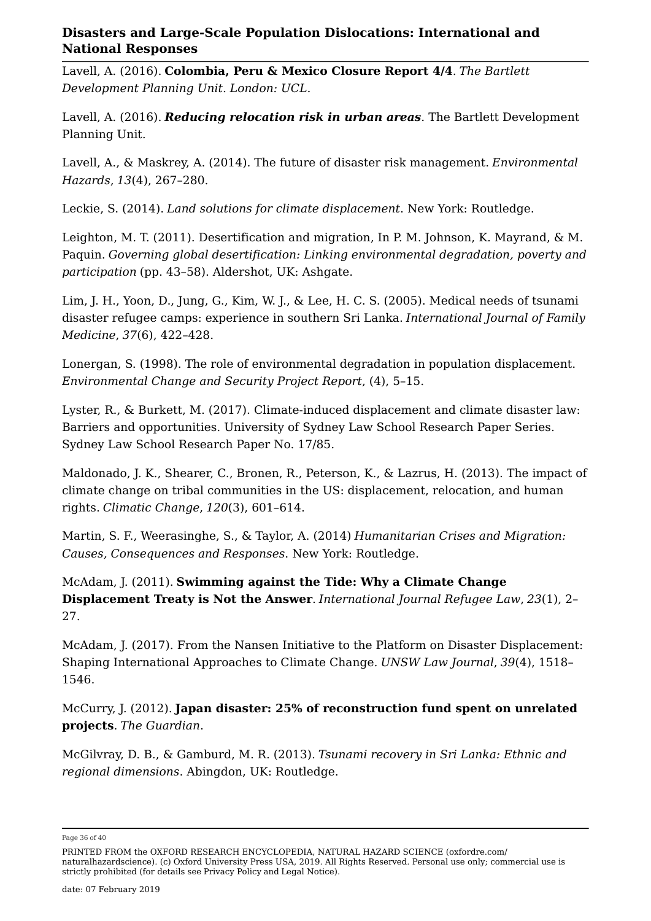Lavell, A. (2016). **Colombia, Peru & Mexico Closure Report 4/4**. *The Bartlett Development Planning Unit. London: UCL.*

Lavell, A. (2016). ***Reducing relocation risk in urban areas***. The Bartlett Development Planning Unit.

Lavell, A., & Maskrey, A. (2014). The future of disaster risk management. *Environmental Hazards*, *13*(4), 267–280.

Leckie, S. (2014). *Land solutions for climate displacement*. New York: Routledge.

Leighton, M. T. (2011). Desertification and migration, In P. M. Johnson, K. Mayrand, & M. Paquin. *Governing global desertification: Linking environmental degradation, poverty and participation* (pp. 43–58). Aldershot, UK: Ashgate.

Lim, J. H., Yoon, D., Jung, G., Kim, W. J., & Lee, H. C. S. (2005). Medical needs of tsunami disaster refugee camps: experience in southern Sri Lanka. *International Journal of Family Medicine*, *37*(6), 422–428.

Lonergan, S. (1998). The role of environmental degradation in population displacement. *Environmental Change and Security Project Report*, (4), 5–15.

Lyster, R., & Burkett, M. (2017). Climate-induced displacement and climate disaster law: Barriers and opportunities. University of Sydney Law School Research Paper Series. Sydney Law School Research Paper No. 17/85.

Maldonado, J. K., Shearer, C., Bronen, R., Peterson, K., & Lazrus, H. (2013). The impact of climate change on tribal communities in the US: displacement, relocation, and human rights. *Climatic Change*, *120*(3), 601–614.

Martin, S. F., Weerasinghe, S., & Taylor, A. (2014) *Humanitarian Crises and Migration: Causes, Consequences and Responses*. New York: Routledge.

McAdam, J. (2011). **Swimming against the Tide: Why a Climate Change Displacement Treaty is Not the Answer**. *International Journal Refugee Law*, *23*(1), 2–27.

McAdam, J. (2017). From the Nansen Initiative to the Platform on Disaster Displacement: Shaping International Approaches to Climate Change. *UNSW Law Journal*, *39*(4), 1518–1546.

McCurry, J. (2012). **Japan disaster: 25% of reconstruction fund spent on unrelated projects**. *The Guardian*.

McGilvray, D. B., & Gamburd, M. R. (2013). *Tsunami recovery in Sri Lanka: Ethnic and regional dimensions*. Abingdon, UK: Routledge.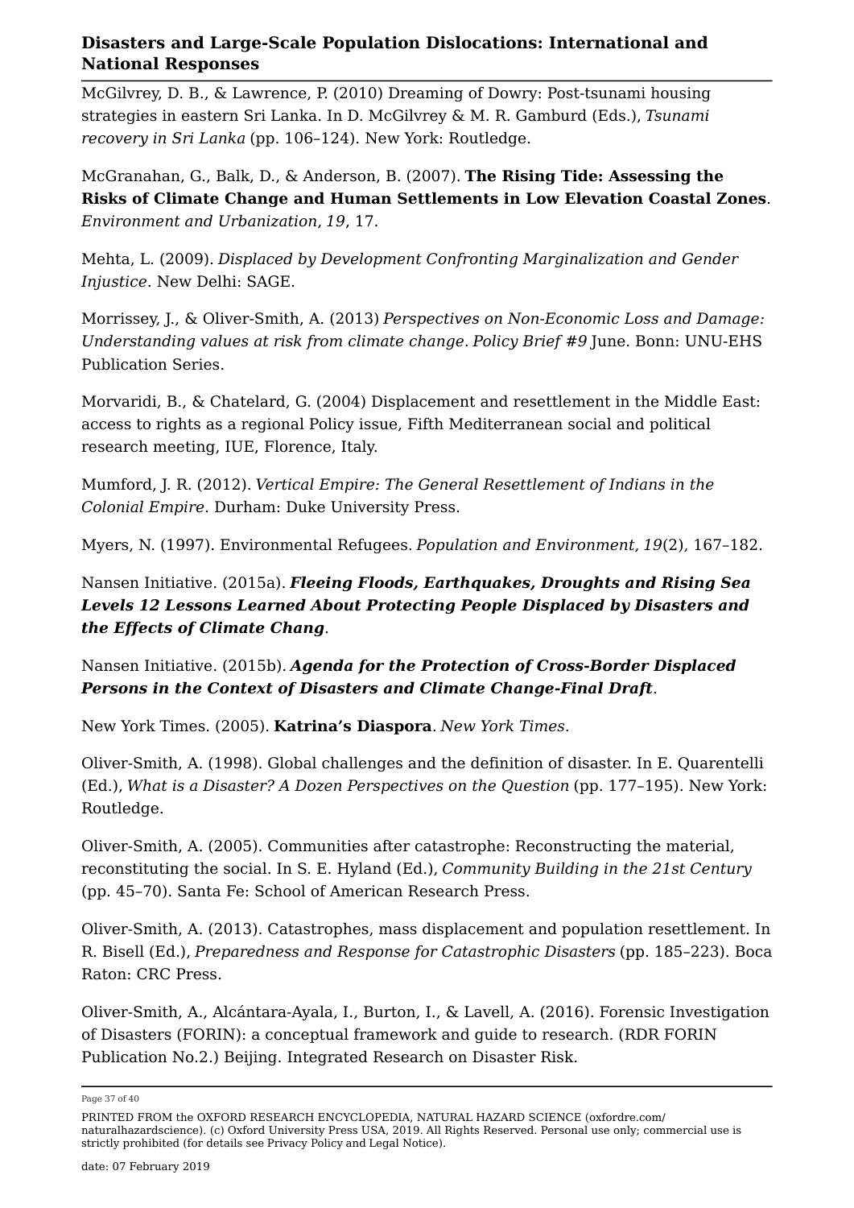McGilvrey, D. B., & Lawrence, P. (2010) Dreaming of Dowry: Post-tsunami housing strategies in eastern Sri Lanka. In D. McGilvrey & M. R. Gamburd (Eds.), *Tsunami recovery in Sri Lanka* (pp. 106–124). New York: Routledge.

McGranahan, G., Balk, D., & Anderson, B. (2007). **The Rising Tide: Assessing the Risks of Climate Change and Human Settlements in Low Elevation Coastal Zones**. *Environment and Urbanization*, *19*, 17.

Mehta, L. (2009). *Displaced by Development Confronting Marginalization and Gender Injustice*. New Delhi: SAGE.

Morrissey, J., & Oliver-Smith, A. (2013) *Perspectives on Non-Economic Loss and Damage: Understanding values at risk from climate change*. *Policy Brief #9* June. Bonn: UNU-EHS Publication Series.

Morvaridi, B., & Chatelard, G. (2004) Displacement and resettlement in the Middle East: access to rights as a regional Policy issue, Fifth Mediterranean social and political research meeting, IUE, Florence, Italy.

Mumford, J. R. (2012). *Vertical Empire: The General Resettlement of Indians in the Colonial Empire*. Durham: Duke University Press.

Myers, N. (1997). Environmental Refugees. *Population and Environment*, *19*(2), 167–182.

Nansen Initiative. (2015a). ***Fleeing Floods, Earthquakes, Droughts and Rising Sea Levels 12 Lessons Learned About Protecting People Displaced by Disasters and the Effects of Climate Chang***.

Nansen Initiative. (2015b). ***Agenda for the Protection of Cross-Border Displaced Persons in the Context of Disasters and Climate Change-Final Draft***.

New York Times. (2005). **Katrina's Diaspora**. *New York Times*.

Oliver-Smith, A. (1998). Global challenges and the definition of disaster. In E. Quarentelli (Ed.), *What is a Disaster? A Dozen Perspectives on the Question* (pp. 177–195). New York: Routledge.

Oliver-Smith, A. (2005). Communities after catastrophe: Reconstructing the material, reconstituting the social. In S. E. Hyland (Ed.), *Community Building in the 21st Century* (pp. 45–70). Santa Fe: School of American Research Press.

Oliver-Smith, A. (2013). Catastrophes, mass displacement and population resettlement. In R. Bisell (Ed.), *Preparedness and Response for Catastrophic Disasters* (pp. 185–223). Boca Raton: CRC Press.

Oliver-Smith, A., Alcántara-Ayala, I., Burton, I., & Lavell, A. (2016). Forensic Investigation of Disasters (FORIN): a conceptual framework and guide to research. (RDR FORIN Publication No.2.) Beijing. Integrated Research on Disaster Risk.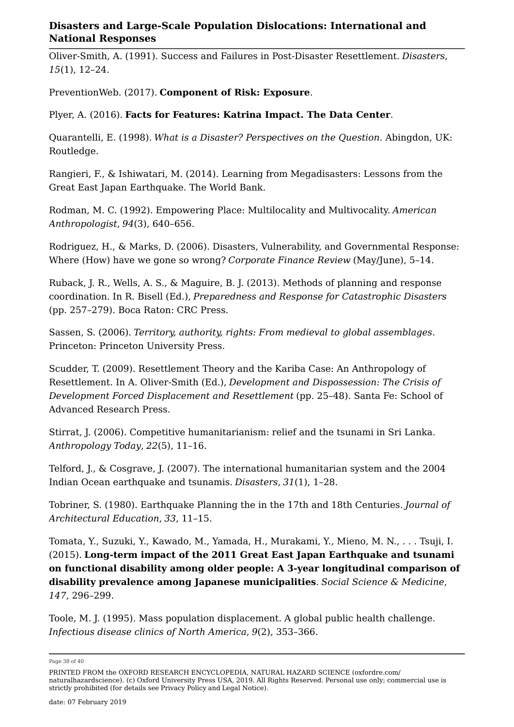Oliver-Smith, A. (1991). Success and Failures in Post-Disaster Resettlement. *Disasters*, *15*(1), 12–24.

PreventionWeb. (2017). **Component of Risk: Exposure**.

Plyer, A. (2016). **Facts for Features: Katrina Impact. The Data Center**.

Quarantelli, E. (1998). *What is a Disaster? Perspectives on the Question*. Abingdon, UK: Routledge.

Rangieri, F., & Ishiwatari, M. (2014). Learning from Megadisasters: Lessons from the Great East Japan Earthquake. The World Bank.

Rodman, M. C. (1992). Empowering Place: Multilocality and Multivocality. *American Anthropologist*, *94*(3), 640–656.

Rodriguez, H., & Marks, D. (2006). Disasters, Vulnerability, and Governmental Response: Where (How) have we gone so wrong? *Corporate Finance Review* (May/June), 5–14.

Ruback, J. R., Wells, A. S., & Maguire, B. J. (2013). Methods of planning and response coordination. In R. Bisell (Ed.), *Preparedness and Response for Catastrophic Disasters* (pp. 257–279). Boca Raton: CRC Press.

Sassen, S. (2006). *Territory, authority, rights: From medieval to global assemblages*. Princeton: Princeton University Press.

Scudder, T. (2009). Resettlement Theory and the Kariba Case: An Anthropology of Resettlement. In A. Oliver-Smith (Ed.), *Development and Dispossession: The Crisis of Development Forced Displacement and Resettlement* (pp. 25–48). Santa Fe: School of Advanced Research Press.

Stirrat, J. (2006). Competitive humanitarianism: relief and the tsunami in Sri Lanka. *Anthropology Today*, *22*(5), 11–16.

Telford, J., & Cosgrave, J. (2007). The international humanitarian system and the 2004 Indian Ocean earthquake and tsunamis. *Disasters*, *31*(1), 1–28.

Tobriner, S. (1980). Earthquake Planning the in the 17th and 18th Centuries. *Journal of Architectural Education*, *33*, 11–15.

Tomata, Y., Suzuki, Y., Kawado, M., Yamada, H., Murakami, Y., Mieno, M. N., . . . Tsuji, I. (2015). **Long-term impact of the 2011 Great East Japan Earthquake and tsunami on functional disability among older people: A 3-year longitudinal comparison of disability prevalence among Japanese municipalities**. *Social Science & Medicine*, *147*, 296–299.

Toole, M. J. (1995). Mass population displacement. A global public health challenge. *Infectious disease clinics of North America*, *9*(2), 353–366.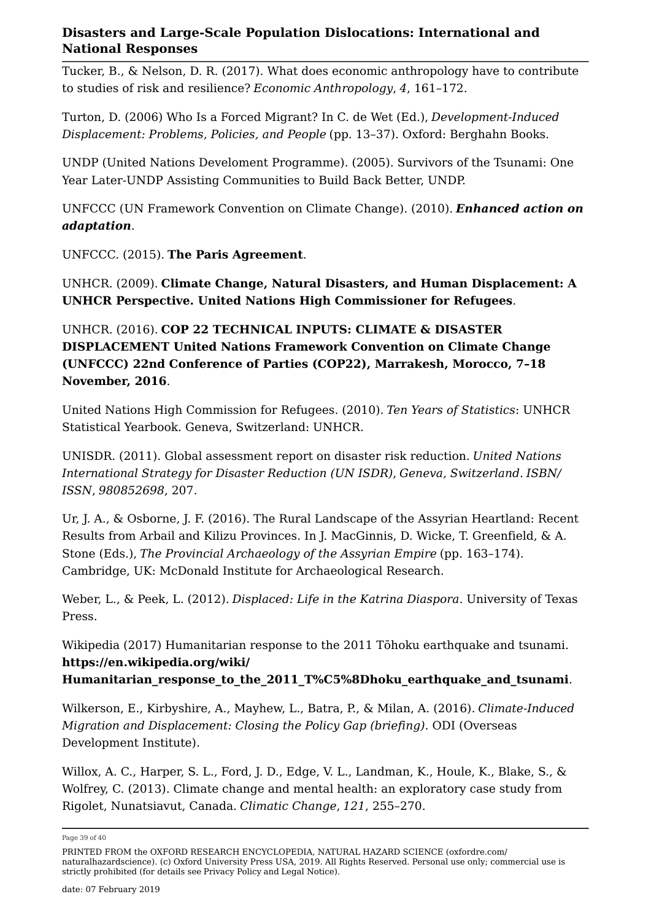Tucker, B., & Nelson, D. R. (2017). What does economic anthropology have to contribute to studies of risk and resilience? *Economic Anthropology*, *4*, 161–172.

Turton, D. (2006) Who Is a Forced Migrant? In C. de Wet (Ed.), *Development-Induced Displacement: Problems, Policies, and People* (pp. 13–37). Oxford: Berghahn Books.

UNDP (United Nations Develoment Programme). (2005). Survivors of the Tsunami: One Year Later-UNDP Assisting Communities to Build Back Better, UNDP.

UNFCCC (UN Framework Convention on Climate Change). (2010). ***Enhanced action on adaptation***.

UNFCCC. (2015). **The Paris Agreement**.

UNHCR. (2009). **Climate Change, Natural Disasters, and Human Displacement: A UNHCR Perspective. United Nations High Commissioner for Refugees**.

UNHCR. (2016). **COP 22 TECHNICAL INPUTS: CLIMATE & DISASTER DISPLACEMENT United Nations Framework Convention on Climate Change (UNFCCC) 22nd Conference of Parties (COP22), Marrakesh, Morocco, 7–18 November, 2016**.

United Nations High Commission for Refugees. (2010). *Ten Years of Statistics*: UNHCR Statistical Yearbook. Geneva, Switzerland: UNHCR.

UNISDR. (2011). Global assessment report on disaster risk reduction. *United Nations International Strategy for Disaster Reduction (UN ISDR), Geneva, Switzerland*. *ISBN/ISSN*, *980852698*, 207.

Ur, J. A., & Osborne, J. F. (2016). The Rural Landscape of the Assyrian Heartland: Recent Results from Arbail and Kilizu Provinces. In J. MacGinnis, D. Wicke, T. Greenfield, & A. Stone (Eds.), *The Provincial Archaeology of the Assyrian Empire* (pp. 163–174). Cambridge, UK: McDonald Institute for Archaeological Research.

Weber, L., & Peek, L. (2012). *Displaced: Life in the Katrina Diaspora*. University of Texas Press.

Wikipedia (2017) Humanitarian response to the 2011 Tōhoku earthquake and tsunami. **https://en.wikipedia.org/wiki/Humanitarian_response_to_the_2011_T%C5%8Dhoku_earthquake_and_tsunami**.

Wilkerson, E., Kirbyshire, A., Mayhew, L., Batra, P., & Milan, A. (2016). *Climate-Induced Migration and Displacement: Closing the Policy Gap (briefing)*. ODI (Overseas Development Institute).

Willox, A. C., Harper, S. L., Ford, J. D., Edge, V. L., Landman, K., Houle, K., Blake, S., & Wolfrey, C. (2013). Climate change and mental health: an exploratory case study from Rigolet, Nunatsiavut, Canada. *Climatic Change*, *121*, 255–270.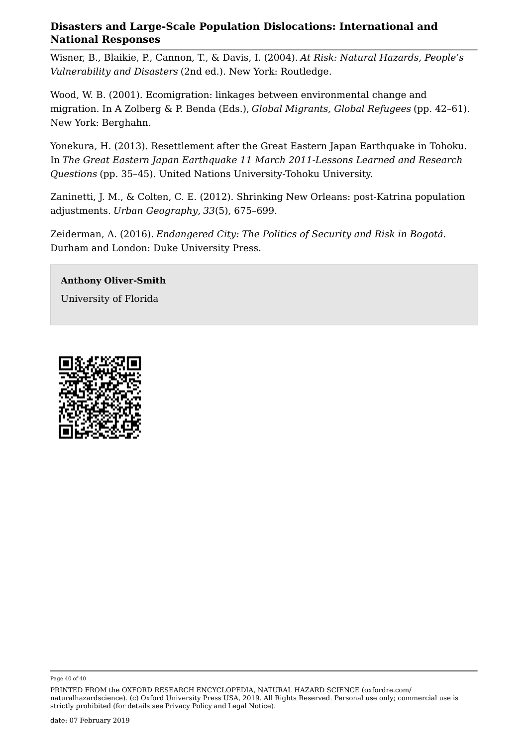Wisner, B., Blaikie, P., Cannon, T., & Davis, I. (2004). *At Risk: Natural Hazards, People's Vulnerability and Disasters* (2nd ed.). New York: Routledge.

Wood, W. B. (2001). Ecomigration: linkages between environmental change and migration. In A Zolberg & P. Benda (Eds.), *Global Migrants, Global Refugees* (pp. 42–61). New York: Berghahn.

Yonekura, H. (2013). Resettlement after the Great Eastern Japan Earthquake in Tohoku. In *The Great Eastern Japan Earthquake 11 March 2011-Lessons Learned and Research Questions* (pp. 35–45). United Nations University-Tohoku University.

Zaninetti, J. M., & Colten, C. E. (2012). Shrinking New Orleans: post-Katrina population adjustments. *Urban Geography*, *33*(5), 675–699.

Zeiderman, A. (2016). *Endangered City: The Politics of Security and Risk in Bogotá*. Durham and London: Duke University Press.

**Anthony Oliver-Smith**

University of Florida